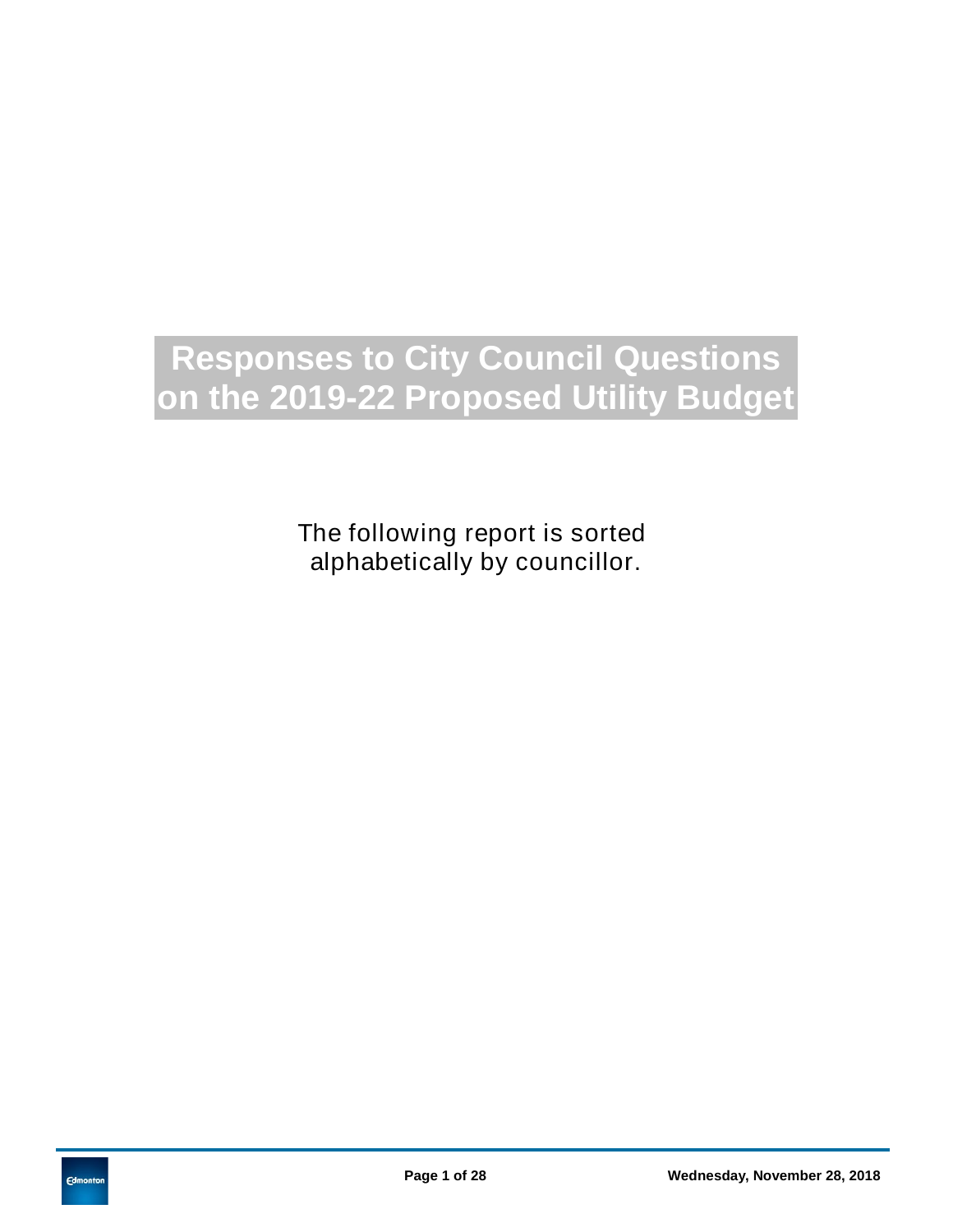# Responses to City Council Questions on the 2019-22 Proposed Utility Budget

The following report is sorted alphabetically by councillor.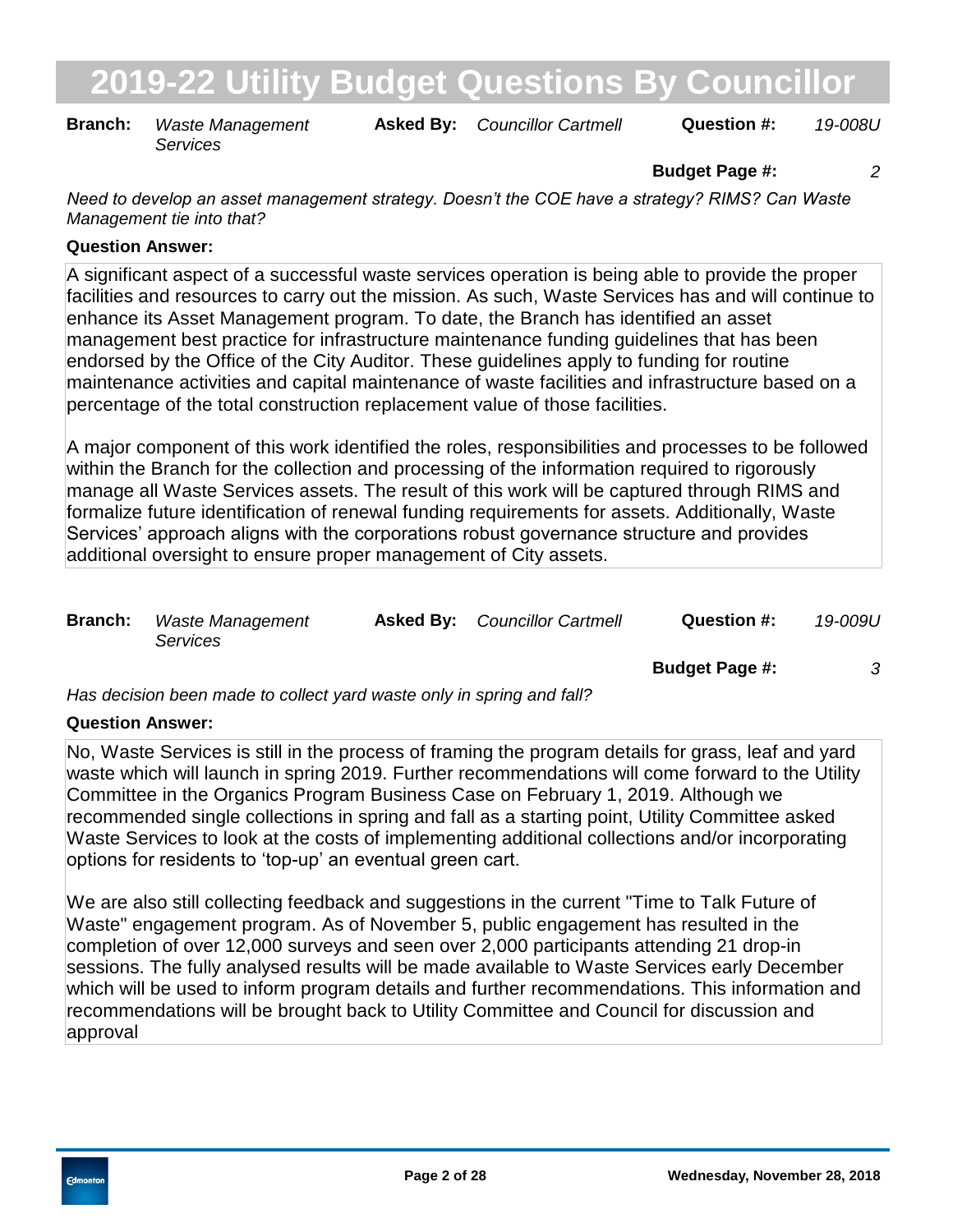# 2019-22 Utility Budget Questions By Councillor

**Branch:** *Waste Management Services* **Asked By:** *Councillor Cartmell* **Question #:** *19-008U*

**Budget Page #:** *2*

*Need to develop an asset management strategy. Doesn't the COE have a strategy? RIMS? Can Waste Management tie into that?*

**Question Answer:**

A significant aspect of a successful waste services operation is being able to provide the proper facilities and resources to carry out the mission. As such, Waste Services has and will continue to enhance its Asset Management program. To date, the Branch has identified an asset management best practice for infrastructure maintenance funding guidelines that has been endorsed by the Office of the City Auditor. These guidelines apply to funding for routine maintenance activities and capital maintenance of waste facilities and infrastructure based on a percentage of the total construction replacement value of those facilities.

A major component of this work identified the roles, responsibilities and processes to be followed within the Branch for the collection and processing of the information required to rigorously manage all Waste Services assets. The result of this work will be captured through RIMS and formalize future identification of renewal funding requirements for assets. Additionally, Waste Services' approach aligns with the corporations robust governance structure and provides additional oversight to ensure proper management of City assets.

**Branch:** *Waste Management Services* **Asked By:** *Councillor Cartmell* **Question #:** *19-009U*

**Budget Page #:** *3*

*Has decision been made to collect yard waste only in spring and fall?*

**Question Answer:**

No, Waste Services is still in the process of framing the program details for grass, leaf and yard waste which will launch in spring 2019. Further recommendations will come forward to the Utility Committee in the Organics Program Business Case on February 1, 2019. Although we recommended single collections in spring and fall as a starting point, Utility Committee asked Waste Services to look at the costs of implementing additional collections and/or incorporating options for residents to 'top-up' an eventual green cart.

We are also still collecting feedback and suggestions in the current "Time to Talk Future of Waste" engagement program. As of November 5, public engagement has resulted in the completion of over 12,000 surveys and seen over 2,000 participants attending 21 drop-in sessions. The fully analysed results will be made available to Waste Services early December which will be used to inform program details and further recommendations. This information and recommendations will be brought back to Utility Committee and Council for discussion and approval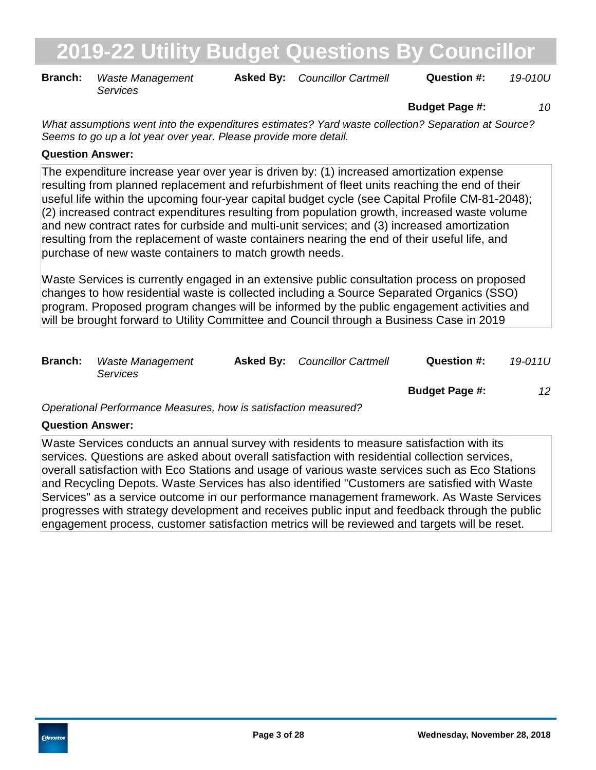# 2019-22 Utility Budget Questions By Councillor

**Branch:** *Waste Management Services* **Asked By:** *Councillor Cartmell* **Question #:** *19-010U*

**Budget Page #:** *10*

*What assumptions went into the expenditures estimates? Yard waste collection? Separation at Source? Seems to go up a lot year over year. Please provide more detail.*

**Question Answer:**

The expenditure increase year over year is driven by: (1) increased amortization expense resulting from planned replacement and refurbishment of fleet units reaching the end of their useful life within the upcoming four-year capital budget cycle (see Capital Profile CM-81-2048); (2) increased contract expenditures resulting from population growth, increased waste volume and new contract rates for curbside and multi-unit services; and (3) increased amortization resulting from the replacement of waste containers nearing the end of their useful life, and purchase of new waste containers to match growth needs.

Waste Services is currently engaged in an extensive public consultation process on proposed changes to how residential waste is collected including a Source Separated Organics (SSO) program. Proposed program changes will be informed by the public engagement activities and will be brought forward to Utility Committee and Council through a Business Case in 2019

**Branch:** *Waste Management Services* **Asked By:** *Councillor Cartmell* **Question #:** *19-011U*

**Budget Page #:** *12*

*Operational Performance Measures, how is satisfaction measured?*

**Question Answer:**

Waste Services conducts an annual survey with residents to measure satisfaction with its services. Questions are asked about overall satisfaction with residential collection services, overall satisfaction with Eco Stations and usage of various waste services such as Eco Stations and Recycling Depots. Waste Services has also identified "Customers are satisfied with Waste Services" as a service outcome in our performance management framework. As Waste Services progresses with strategy development and receives public input and feedback through the public engagement process, customer satisfaction metrics will be reviewed and targets will be reset.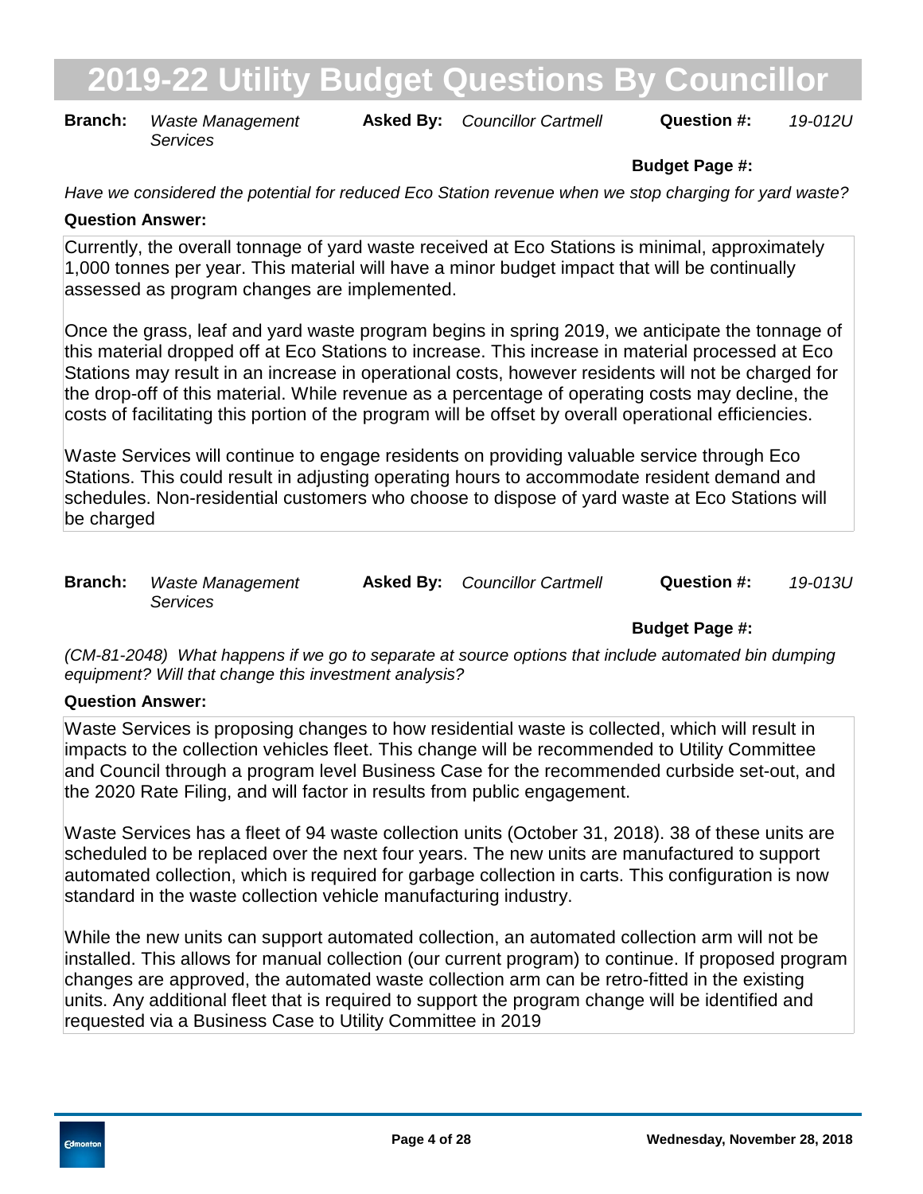**Branch:** *Waste Management Services* **Asked By:** *Councillor Cartmell* **Question #:** *19-012U*

**Budget Page #:**

*Have we considered the potential for reduced Eco Station revenue when we stop charging for yard waste?*

**Question Answer:**

Currently, the overall tonnage of yard waste received at Eco Stations is minimal, approximately 1,000 tonnes per year. This material will have a minor budget impact that will be continually assessed as program changes are implemented.

Once the grass, leaf and yard waste program begins in spring 2019, we anticipate the tonnage of this material dropped off at Eco Stations to increase. This increase in material processed at Eco Stations may result in an increase in operational costs, however residents will not be charged for the drop-off of this material. While revenue as a percentage of operating costs may decline, the costs of facilitating this portion of the program will be offset by overall operational efficiencies.

Waste Services will continue to engage residents on providing valuable service through Eco Stations. This could result in adjusting operating hours to accommodate resident demand and schedules. Non-residential customers who choose to dispose of yard waste at Eco Stations will be charged

---

**Branch:** *Waste Management Services* **Asked By:** *Councillor Cartmell* **Question #:** *19-013U*

**Budget Page #:**

*(CM-81-2048) What happens if we go to separate at source options that include automated bin dumping equipment? Will that change this investment analysis?*

**Question Answer:**

Waste Services is proposing changes to how residential waste is collected, which will result in impacts to the collection vehicles fleet. This change will be recommended to Utility Committee and Council through a program level Business Case for the recommended curbside set-out, and the 2020 Rate Filing, and will factor in results from public engagement.

Waste Services has a fleet of 94 waste collection units (October 31, 2018). 38 of these units are scheduled to be replaced over the next four years. The new units are manufactured to support automated collection, which is required for garbage collection in carts. This configuration is now standard in the waste collection vehicle manufacturing industry.

While the new units can support automated collection, an automated collection arm will not be installed. This allows for manual collection (our current program) to continue. If proposed program changes are approved, the automated waste collection arm can be retro-fitted in the existing units. Any additional fleet that is required to support the program change will be identified and requested via a Business Case to Utility Committee in 2019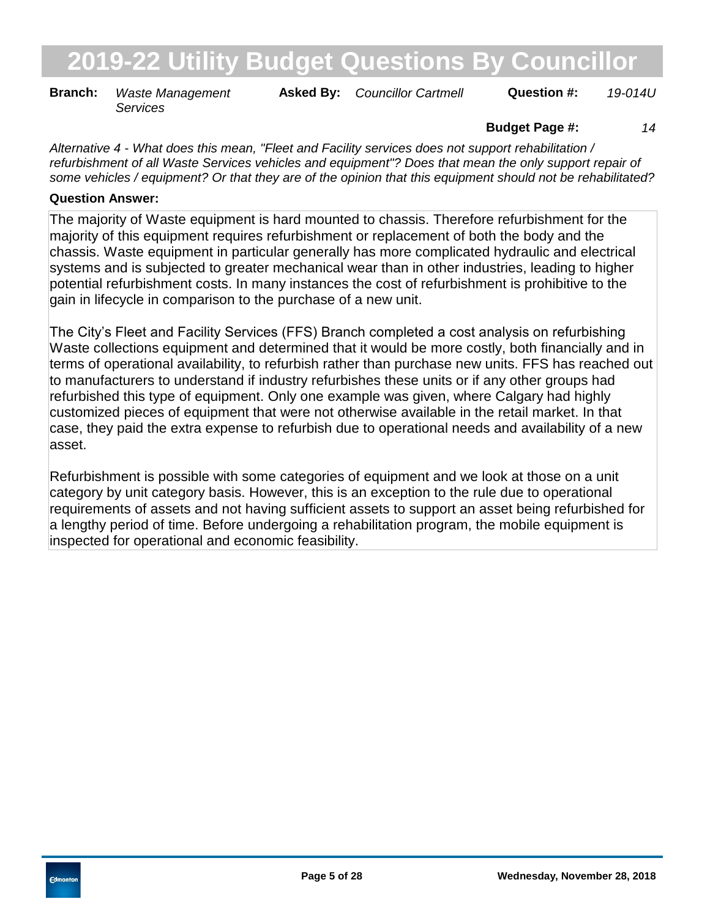# 2019-22 Utility Budget Questions By Councillor

**Branch:** *Waste Management Services* **Asked By:** *Councillor Cartmell* **Question #:** *19-014U*

**Budget Page #:** *14*

*Alternative 4 - What does this mean, "Fleet and Facility services does not support rehabilitation / refurbishment of all Waste Services vehicles and equipment"? Does that mean the only support repair of some vehicles / equipment? Or that they are of the opinion that this equipment should not be rehabilitated?*

**Question Answer:**

The majority of Waste equipment is hard mounted to chassis. Therefore refurbishment for the majority of this equipment requires refurbishment or replacement of both the body and the chassis. Waste equipment in particular generally has more complicated hydraulic and electrical systems and is subjected to greater mechanical wear than in other industries, leading to higher potential refurbishment costs. In many instances the cost of refurbishment is prohibitive to the gain in lifecycle in comparison to the purchase of a new unit.

The City's Fleet and Facility Services (FFS) Branch completed a cost analysis on refurbishing Waste collections equipment and determined that it would be more costly, both financially and in terms of operational availability, to refurbish rather than purchase new units. FFS has reached out to manufacturers to understand if industry refurbishes these units or if any other groups had refurbished this type of equipment. Only one example was given, where Calgary had highly customized pieces of equipment that were not otherwise available in the retail market. In that case, they paid the extra expense to refurbish due to operational needs and availability of a new asset.

Refurbishment is possible with some categories of equipment and we look at those on a unit category by unit category basis. However, this is an exception to the rule due to operational requirements of assets and not having sufficient assets to support an asset being refurbished for a lengthy period of time. Before undergoing a rehabilitation program, the mobile equipment is inspected for operational and economic feasibility.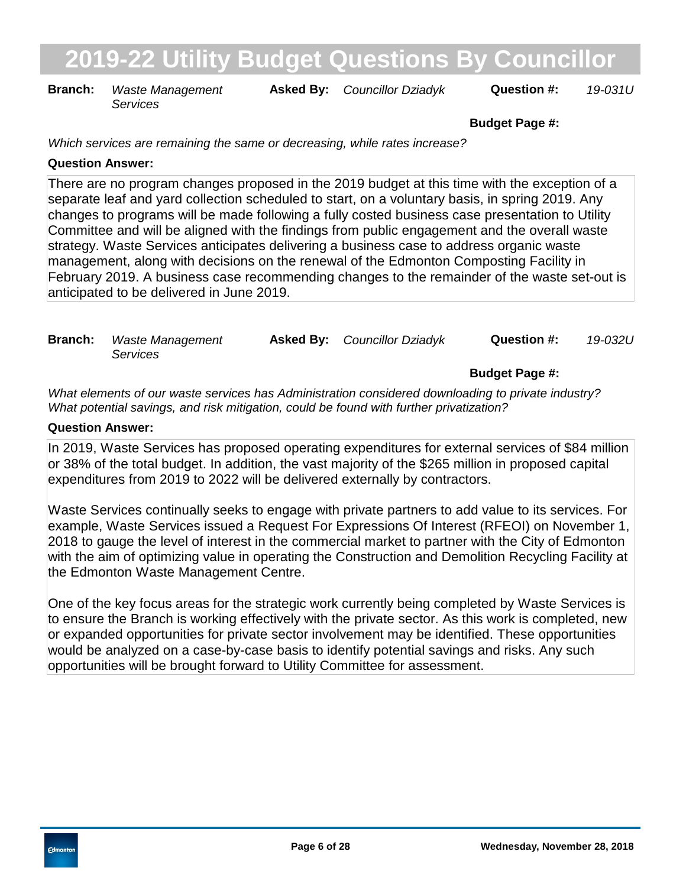# 2019-22 Utility Budget Questions By Councillor

**Branch:** *Waste Management Services* **Asked By:** *Councillor Dziadyk* **Question #:** *19-031U*

**Budget Page #:**

*Which services are remaining the same or decreasing, while rates increase?*

**Question Answer:**

There are no program changes proposed in the 2019 budget at this time with the exception of a separate leaf and yard collection scheduled to start, on a voluntary basis, in spring 2019. Any changes to programs will be made following a fully costed business case presentation to Utility Committee and will be aligned with the findings from public engagement and the overall waste strategy. Waste Services anticipates delivering a business case to address organic waste management, along with decisions on the renewal of the Edmonton Composting Facility in February 2019. A business case recommending changes to the remainder of the waste set-out is anticipated to be delivered in June 2019.

**Branch:** *Waste Management Services* **Asked By:** *Councillor Dziadyk* **Question #:** *19-032U*

**Budget Page #:**

*What elements of our waste services has Administration considered downloading to private industry? What potential savings, and risk mitigation, could be found with further privatization?*

**Question Answer:**

In 2019, Waste Services has proposed operating expenditures for external services of $84 million or 38% of the total budget. In addition, the vast majority of the $265 million in proposed capital expenditures from 2019 to 2022 will be delivered externally by contractors.

Waste Services continually seeks to engage with private partners to add value to its services. For example, Waste Services issued a Request For Expressions Of Interest (RFEOI) on November 1, 2018 to gauge the level of interest in the commercial market to partner with the City of Edmonton with the aim of optimizing value in operating the Construction and Demolition Recycling Facility at the Edmonton Waste Management Centre.

One of the key focus areas for the strategic work currently being completed by Waste Services is to ensure the Branch is working effectively with the private sector. As this work is completed, new or expanded opportunities for private sector involvement may be identified. These opportunities would be analyzed on a case-by-case basis to identify potential savings and risks. Any such opportunities will be brought forward to Utility Committee for assessment.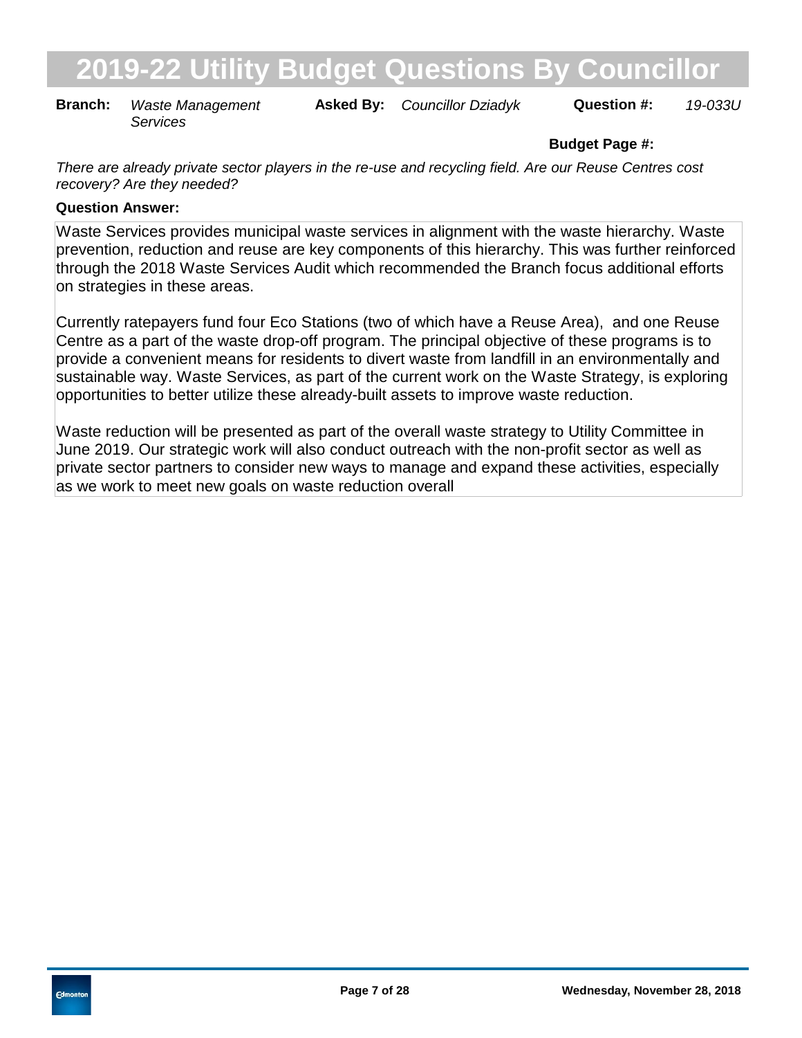# 2019-22 Utility Budget Questions By Councillor

**Branch:** *Waste Management Services* **Asked By:** *Councillor Dziadyk* **Question #:** *19-033U*

**Budget Page #:**

*There are already private sector players in the re-use and recycling field. Are our Reuse Centres cost recovery? Are they needed?*

**Question Answer:**

Waste Services provides municipal waste services in alignment with the waste hierarchy. Waste prevention, reduction and reuse are key components of this hierarchy. This was further reinforced through the 2018 Waste Services Audit which recommended the Branch focus additional efforts on strategies in these areas.

Currently ratepayers fund four Eco Stations (two of which have a Reuse Area), and one Reuse Centre as a part of the waste drop-off program. The principal objective of these programs is to provide a convenient means for residents to divert waste from landfill in an environmentally and sustainable way. Waste Services, as part of the current work on the Waste Strategy, is exploring opportunities to better utilize these already-built assets to improve waste reduction.

Waste reduction will be presented as part of the overall waste strategy to Utility Committee in June 2019. Our strategic work will also conduct outreach with the non-profit sector as well as private sector partners to consider new ways to manage and expand these activities, especially as we work to meet new goals on waste reduction overall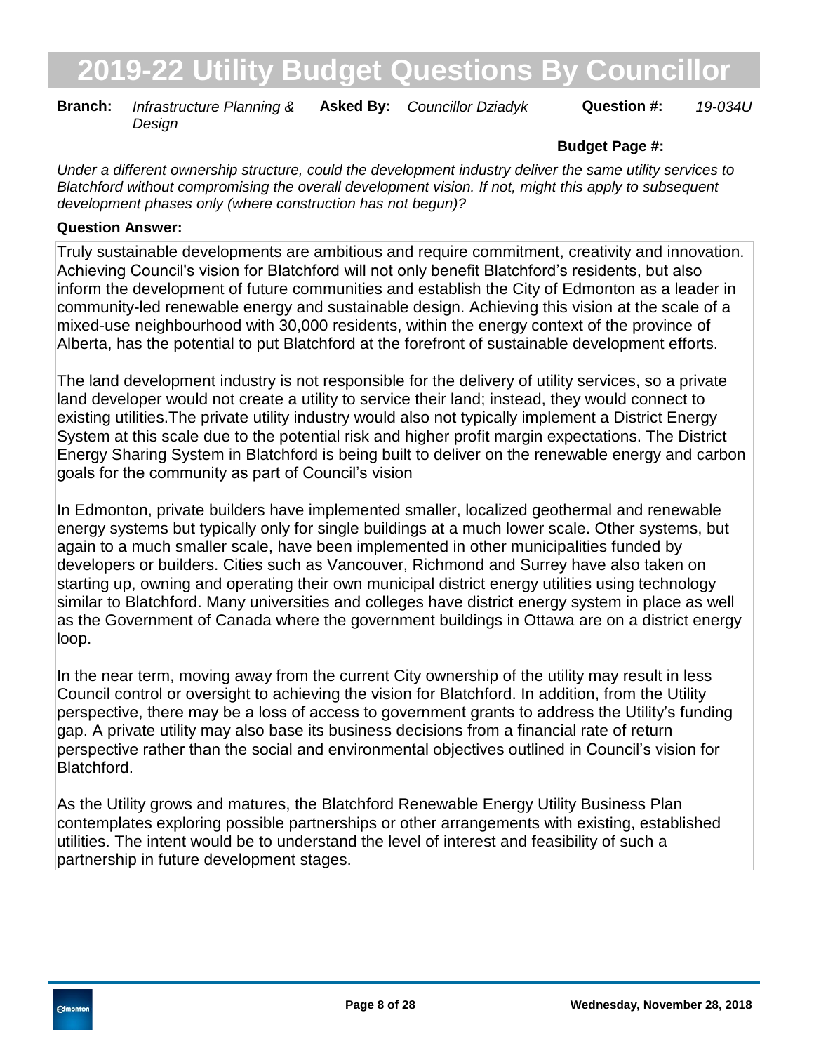# 2019-22 Utility Budget Questions By Councillor

**Branch:** *Infrastructure Planning & Design* **Asked By:** *Councillor Dziadyk* **Question #:** *19-034U*

**Budget Page #:**

*Under a different ownership structure, could the development industry deliver the same utility services to Blatchford without compromising the overall development vision. If not, might this apply to subsequent development phases only (where construction has not begun)?*

**Question Answer:**

Truly sustainable developments are ambitious and require commitment, creativity and innovation. Achieving Council's vision for Blatchford will not only benefit Blatchford's residents, but also inform the development of future communities and establish the City of Edmonton as a leader in community-led renewable energy and sustainable design. Achieving this vision at the scale of a mixed-use neighbourhood with 30,000 residents, within the energy context of the province of Alberta, has the potential to put Blatchford at the forefront of sustainable development efforts.

The land development industry is not responsible for the delivery of utility services, so a private land developer would not create a utility to service their land; instead, they would connect to existing utilities.The private utility industry would also not typically implement a District Energy System at this scale due to the potential risk and higher profit margin expectations. The District Energy Sharing System in Blatchford is being built to deliver on the renewable energy and carbon goals for the community as part of Council's vision

In Edmonton, private builders have implemented smaller, localized geothermal and renewable energy systems but typically only for single buildings at a much lower scale. Other systems, but again to a much smaller scale, have been implemented in other municipalities funded by developers or builders. Cities such as Vancouver, Richmond and Surrey have also taken on starting up, owning and operating their own municipal district energy utilities using technology similar to Blatchford. Many universities and colleges have district energy system in place as well as the Government of Canada where the government buildings in Ottawa are on a district energy loop.

In the near term, moving away from the current City ownership of the utility may result in less Council control or oversight to achieving the vision for Blatchford. In addition, from the Utility perspective, there may be a loss of access to government grants to address the Utility's funding gap. A private utility may also base its business decisions from a financial rate of return perspective rather than the social and environmental objectives outlined in Council's vision for Blatchford.

As the Utility grows and matures, the Blatchford Renewable Energy Utility Business Plan contemplates exploring possible partnerships or other arrangements with existing, established utilities. The intent would be to understand the level of interest and feasibility of such a partnership in future development stages.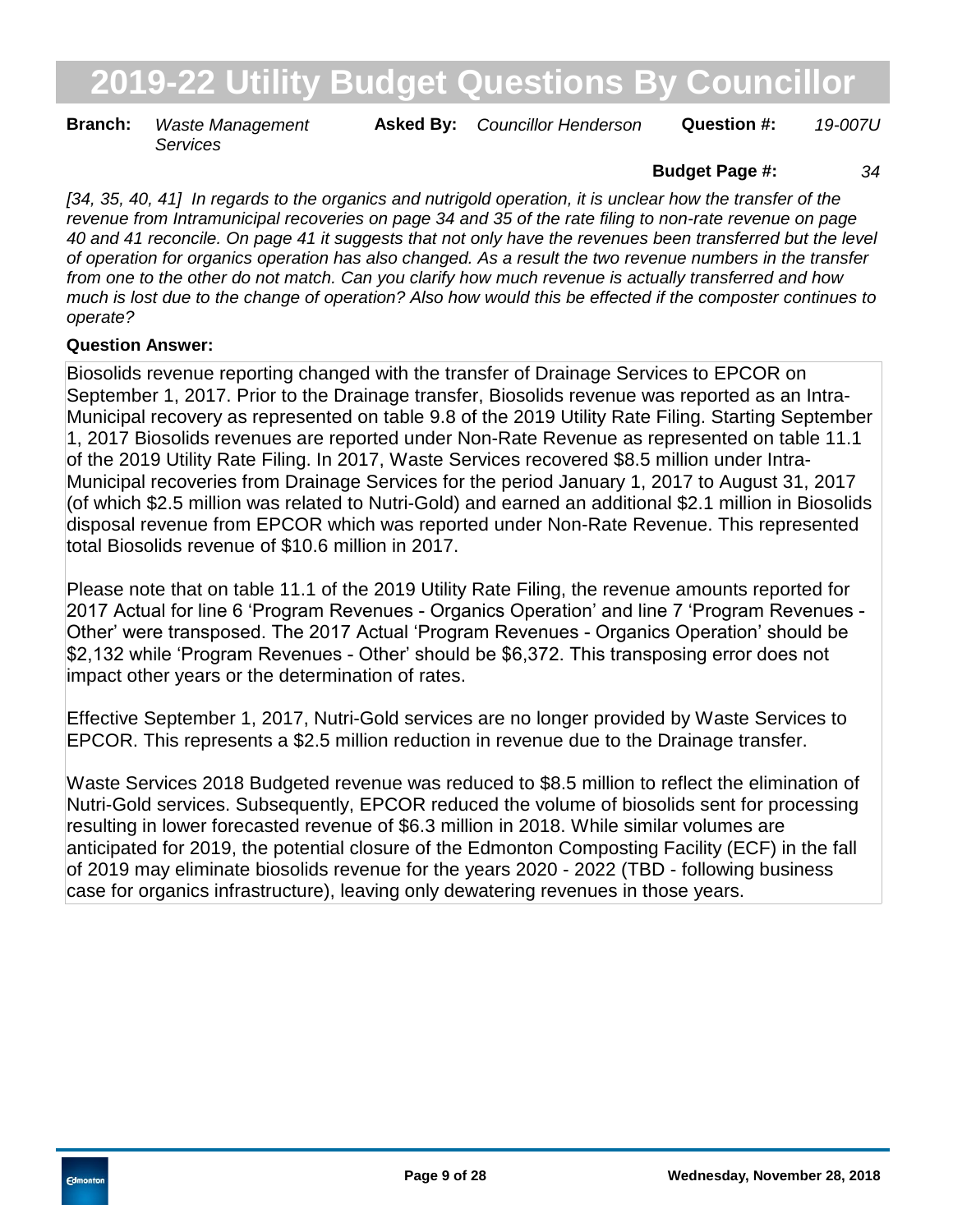# 2019-22 Utility Budget Questions By Councillor

**Branch:** *Waste Management Services* **Asked By:** *Councillor Henderson* **Question #:** *19-007U*

**Budget Page #:** *34*

*[34, 35, 40, 41] In regards to the organics and nutrigold operation, it is unclear how the transfer of the revenue from Intramunicipal recoveries on page 34 and 35 of the rate filing to non-rate revenue on page 40 and 41 reconcile. On page 41 it suggests that not only have the revenues been transferred but the level of operation for organics operation has also changed. As a result the two revenue numbers in the transfer from one to the other do not match. Can you clarify how much revenue is actually transferred and how much is lost due to the change of operation? Also how would this be effected if the composter continues to operate?*

**Question Answer:**

Biosolids revenue reporting changed with the transfer of Drainage Services to EPCOR on September 1, 2017. Prior to the Drainage transfer, Biosolids revenue was reported as an Intra-Municipal recovery as represented on table 9.8 of the 2019 Utility Rate Filing. Starting September 1, 2017 Biosolids revenues are reported under Non-Rate Revenue as represented on table 11.1 of the 2019 Utility Rate Filing. In 2017, Waste Services recovered $8.5 million under Intra-Municipal recoveries from Drainage Services for the period January 1, 2017 to August 31, 2017 (of which $2.5 million was related to Nutri-Gold) and earned an additional $2.1 million in Biosolids disposal revenue from EPCOR which was reported under Non-Rate Revenue. This represented total Biosolids revenue of $10.6 million in 2017.

Please note that on table 11.1 of the 2019 Utility Rate Filing, the revenue amounts reported for 2017 Actual for line 6 'Program Revenues - Organics Operation' and line 7 'Program Revenues - Other' were transposed. The 2017 Actual 'Program Revenues - Organics Operation' should be $2,132 while 'Program Revenues - Other' should be $6,372. This transposing error does not impact other years or the determination of rates.

Effective September 1, 2017, Nutri-Gold services are no longer provided by Waste Services to EPCOR. This represents a $2.5 million reduction in revenue due to the Drainage transfer.

Waste Services 2018 Budgeted revenue was reduced to $8.5 million to reflect the elimination of Nutri-Gold services. Subsequently, EPCOR reduced the volume of biosolids sent for processing resulting in lower forecasted revenue of $6.3 million in 2018. While similar volumes are anticipated for 2019, the potential closure of the Edmonton Composting Facility (ECF) in the fall of 2019 may eliminate biosolids revenue for the years 2020 - 2022 (TBD - following business case for organics infrastructure), leaving only dewatering revenues in those years.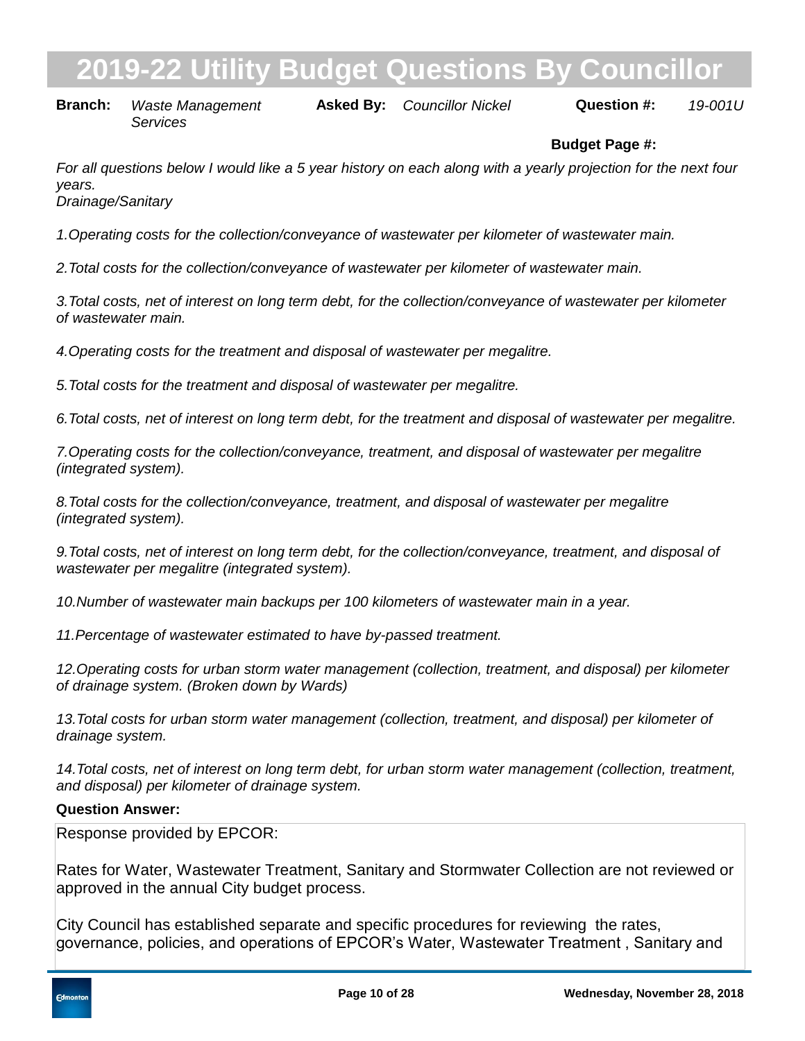# 2019-22 Utility Budget Questions By Councillor

**Branch:** *Waste Management Services* **Asked By:** *Councillor Nickel* **Question #:** *19-001U*

**Budget Page #:**

*For all questions below I would like a 5 year history on each along with a yearly projection for the next four years.*
*Drainage/Sanitary*

*1.Operating costs for the collection/conveyance of wastewater per kilometer of wastewater main.*

*2.Total costs for the collection/conveyance of wastewater per kilometer of wastewater main.*

*3.Total costs, net of interest on long term debt, for the collection/conveyance of wastewater per kilometer of wastewater main.*

*4.Operating costs for the treatment and disposal of wastewater per megalitre.*

*5.Total costs for the treatment and disposal of wastewater per megalitre.*

*6.Total costs, net of interest on long term debt, for the treatment and disposal of wastewater per megalitre.*

*7.Operating costs for the collection/conveyance, treatment, and disposal of wastewater per megalitre (integrated system).*

*8.Total costs for the collection/conveyance, treatment, and disposal of wastewater per megalitre (integrated system).*

*9.Total costs, net of interest on long term debt, for the collection/conveyance, treatment, and disposal of wastewater per megalitre (integrated system).*

*10.Number of wastewater main backups per 100 kilometers of wastewater main in a year.*

*11.Percentage of wastewater estimated to have by-passed treatment.*

*12.Operating costs for urban storm water management (collection, treatment, and disposal) per kilometer of drainage system. (Broken down by Wards)*

*13.Total costs for urban storm water management (collection, treatment, and disposal) per kilometer of drainage system.*

*14.Total costs, net of interest on long term debt, for urban storm water management (collection, treatment, and disposal) per kilometer of drainage system.*

**Question Answer:**

Response provided by EPCOR:

Rates for Water, Wastewater Treatment, Sanitary and Stormwater Collection are not reviewed or approved in the annual City budget process.

City Council has established separate and specific procedures for reviewing the rates, governance, policies, and operations of EPCOR's Water, Wastewater Treatment , Sanitary and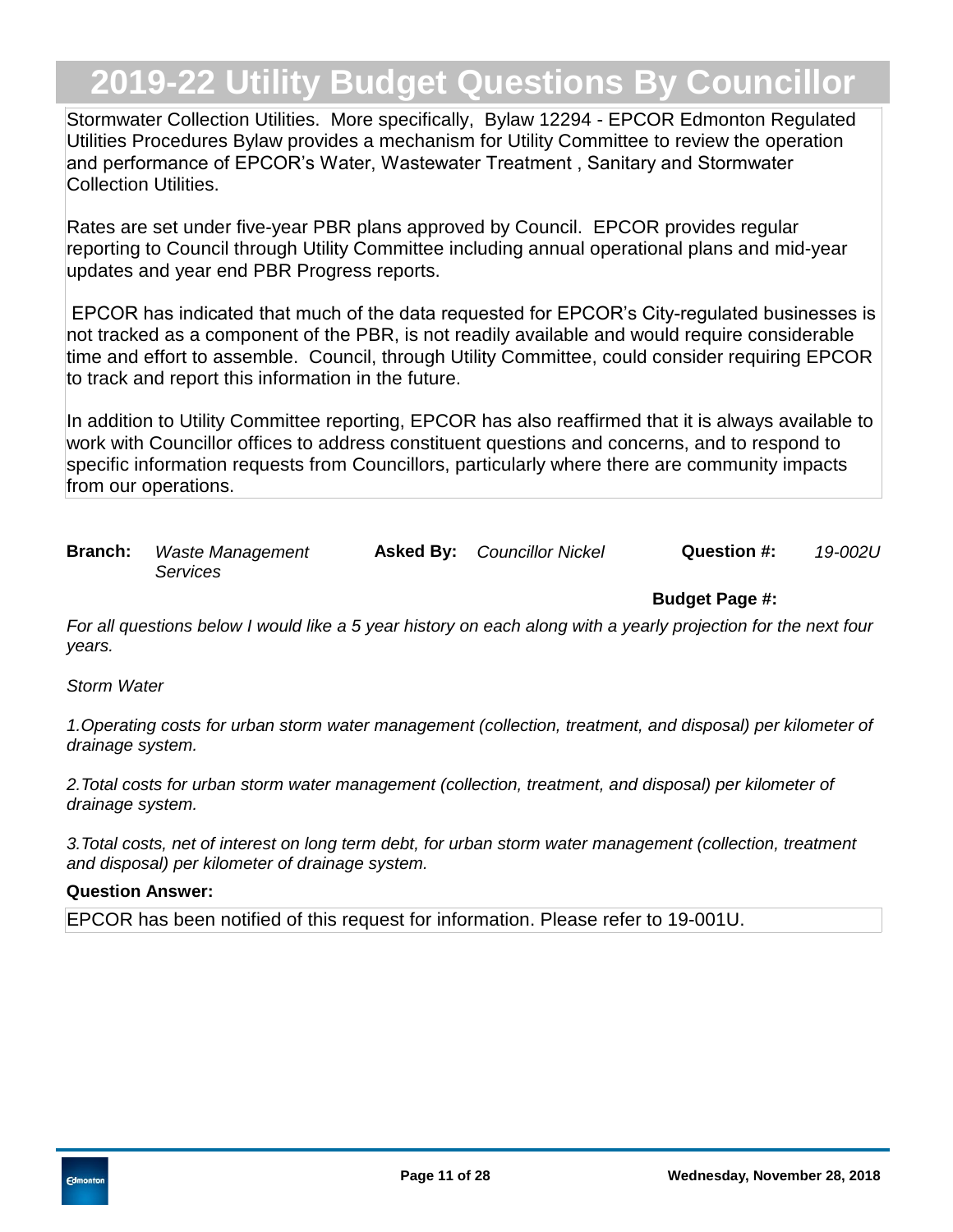Stormwater Collection Utilities. More specifically, Bylaw 12294 - EPCOR Edmonton Regulated Utilities Procedures Bylaw provides a mechanism for Utility Committee to review the operation and performance of EPCOR's Water, Wastewater Treatment , Sanitary and Stormwater Collection Utilities.

Rates are set under five-year PBR plans approved by Council. EPCOR provides regular reporting to Council through Utility Committee including annual operational plans and mid-year updates and year end PBR Progress reports.

EPCOR has indicated that much of the data requested for EPCOR's City-regulated businesses is not tracked as a component of the PBR, is not readily available and would require considerable time and effort to assemble. Council, through Utility Committee, could consider requiring EPCOR to track and report this information in the future.

In addition to Utility Committee reporting, EPCOR has also reaffirmed that it is always available to work with Councillor offices to address constituent questions and concerns, and to respond to specific information requests from Councillors, particularly where there are community impacts from our operations.

**Branch:** *Waste Management Services* **Asked By:** *Councillor Nickel* **Question #:** *19-002U*

**Budget Page #:**

*For all questions below I would like a 5 year history on each along with a yearly projection for the next four years.*

*Storm Water*

*1.Operating costs for urban storm water management (collection, treatment, and disposal) per kilometer of drainage system.*

*2.Total costs for urban storm water management (collection, treatment, and disposal) per kilometer of drainage system.*

*3.Total costs, net of interest on long term debt, for urban storm water management (collection, treatment and disposal) per kilometer of drainage system.*

**Question Answer:**

EPCOR has been notified of this request for information. Please refer to 19-001U.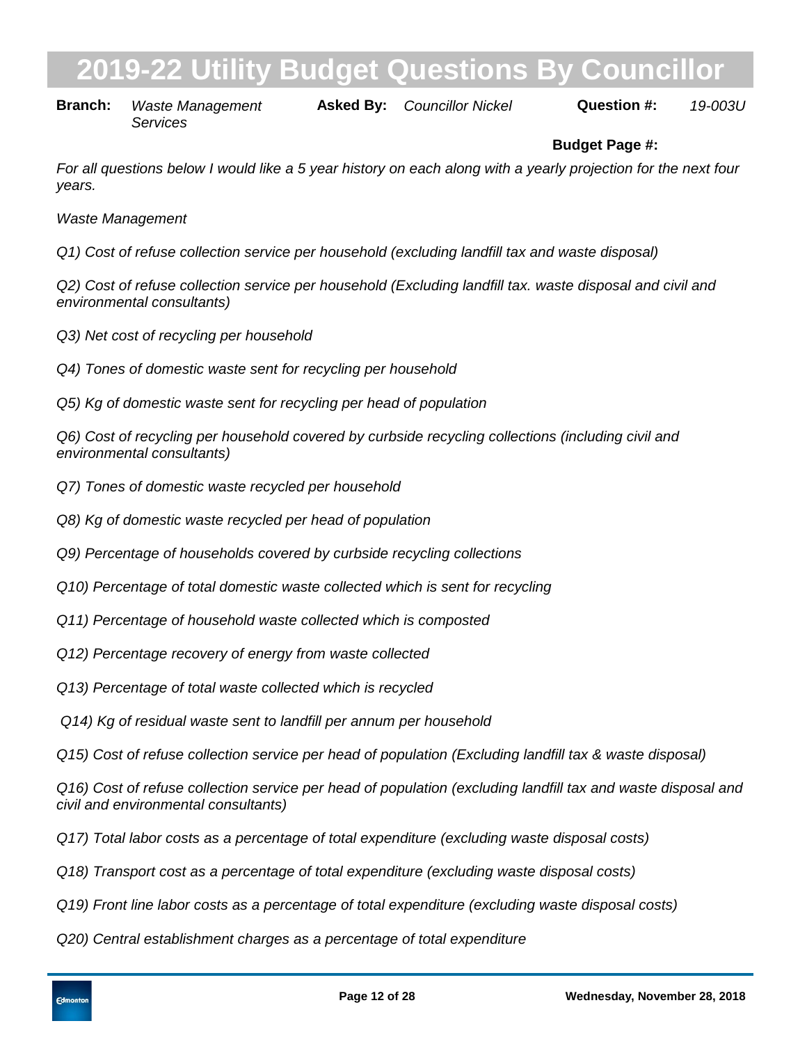# 2019-22 Utility Budget Questions By Councillor

**Branch:** *Waste Management Services* **Asked By:** *Councillor Nickel* **Question #:** *19-003U*

**Budget Page #:**

*For all questions below I would like a 5 year history on each along with a yearly projection for the next four years.*

*Waste Management*

*Q1) Cost of refuse collection service per household (excluding landfill tax and waste disposal)*

*Q2) Cost of refuse collection service per household (Excluding landfill tax. waste disposal and civil and environmental consultants)*

*Q3) Net cost of recycling per household*

*Q4) Tones of domestic waste sent for recycling per household*

*Q5) Kg of domestic waste sent for recycling per head of population*

*Q6) Cost of recycling per household covered by curbside recycling collections (including civil and environmental consultants)*

*Q7) Tones of domestic waste recycled per household*

*Q8) Kg of domestic waste recycled per head of population*

*Q9) Percentage of households covered by curbside recycling collections*

*Q10) Percentage of total domestic waste collected which is sent for recycling*

*Q11) Percentage of household waste collected which is composted*

*Q12) Percentage recovery of energy from waste collected*

*Q13) Percentage of total waste collected which is recycled*

*Q14) Kg of residual waste sent to landfill per annum per household*

*Q15) Cost of refuse collection service per head of population (Excluding landfill tax & waste disposal)*

*Q16) Cost of refuse collection service per head of population (excluding landfill tax and waste disposal and civil and environmental consultants)*

*Q17) Total labor costs as a percentage of total expenditure (excluding waste disposal costs)*

*Q18) Transport cost as a percentage of total expenditure (excluding waste disposal costs)*

*Q19) Front line labor costs as a percentage of total expenditure (excluding waste disposal costs)*

*Q20) Central establishment charges as a percentage of total expenditure*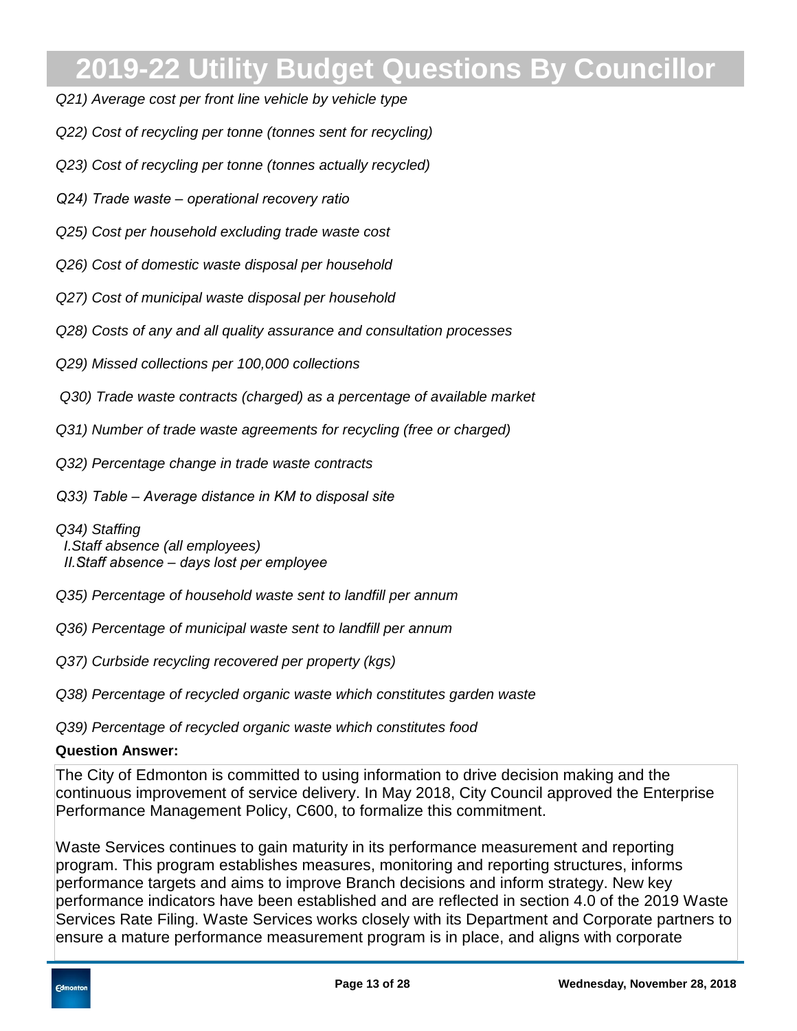*Q21) Average cost per front line vehicle by vehicle type*

*Q22) Cost of recycling per tonne (tonnes sent for recycling)*

*Q23) Cost of recycling per tonne (tonnes actually recycled)*

*Q24) Trade waste – operational recovery ratio*

*Q25) Cost per household excluding trade waste cost*

*Q26) Cost of domestic waste disposal per household*

*Q27) Cost of municipal waste disposal per household*

*Q28) Costs of any and all quality assurance and consultation processes*

*Q29) Missed collections per 100,000 collections*

*Q30) Trade waste contracts (charged) as a percentage of available market*

*Q31) Number of trade waste agreements for recycling (free or charged)*

*Q32) Percentage change in trade waste contracts*

*Q33) Table – Average distance in KM to disposal site*

*Q34) Staffing*
*I.Staff absence (all employees)*
*II.Staff absence – days lost per employee*

*Q35) Percentage of household waste sent to landfill per annum*

*Q36) Percentage of municipal waste sent to landfill per annum*

*Q37) Curbside recycling recovered per property (kgs)*

*Q38) Percentage of recycled organic waste which constitutes garden waste*

*Q39) Percentage of recycled organic waste which constitutes food*

**Question Answer:**

The City of Edmonton is committed to using information to drive decision making and the continuous improvement of service delivery. In May 2018, City Council approved the Enterprise Performance Management Policy, C600, to formalize this commitment.

Waste Services continues to gain maturity in its performance measurement and reporting program. This program establishes measures, monitoring and reporting structures, informs performance targets and aims to improve Branch decisions and inform strategy. New key performance indicators have been established and are reflected in section 4.0 of the 2019 Waste Services Rate Filing. Waste Services works closely with its Department and Corporate partners to ensure a mature performance measurement program is in place, and aligns with corporate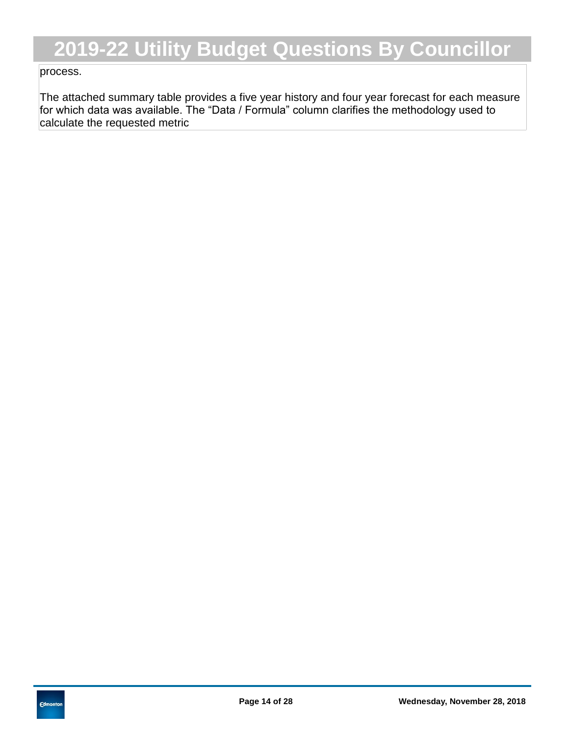process.

The attached summary table provides a five year history and four year forecast for each measure for which data was available. The "Data / Formula" column clarifies the methodology used to calculate the requested metric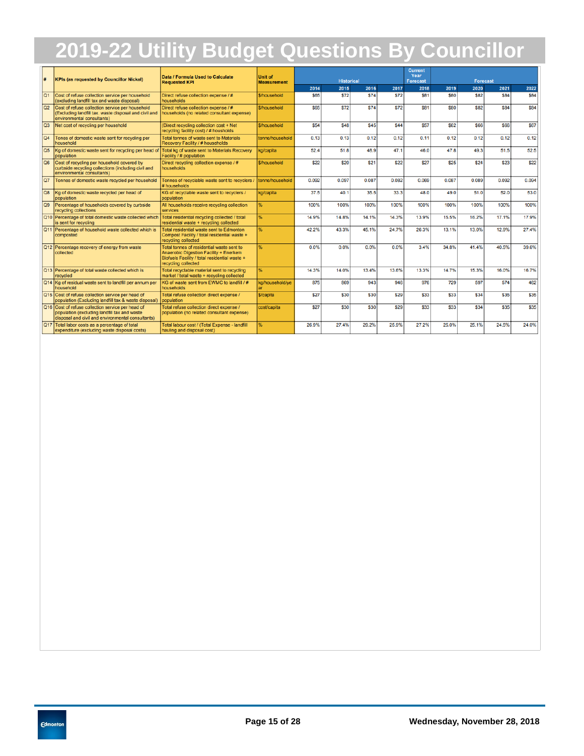# 2019-22 Utility Budget Questions By Councillor

| # | KPIs (as requested by Councillor Nickel) | Data / Formula Used to Calculate Requested KPI | Unit of Measurement | Historical | | | | Current Year Forecast | Forecast | | | |
|---|---|---|---|---|---|---|---|---|---|---|---|---|
| | | | | 2014 | 2015 | 2016 | 2017 | 2018 | 2019 | 2020 | 2021 | 2022 |
| Q1 | Cost of refuse collection service per household (excluding landfill tax and waste disposal) | Direct refuse collection expense / # households | $/household | $65 | $72 | $74 | $72 | $81 | $80 | $82 | $84 | $84 |
| Q2 | Cost of refuse collection service per household (Excluding landfill tax, waste disposal and civil and environmental consultants) | Direct refuse collection expense / # households (no related consultant expense) | $/household | $65 | $72 | $74 | $72 | $81 | $80 | $82 | $84 | $84 |
| Q3 | Net cost of recycling per household | (Direct recycling collection cost + Net recycling facility cost) / # housholds | $/household | $54 | $48 | $45 | $44 | $57 | $62 | $66 | $66 | $67 |
| Q4 | Tonnes of domestic waste sent for recycling per household | Total tonnes of waste sent to Materials Recovery Facility / # households | tonne/household | 0.13 | 0.13 | 0.12 | 0.12 | 0.11 | 0.12 | 0.12 | 0.12 | 0.12 |
| Q5 | Kg of domestic waste sent for recycling per head of population | Total kg of waste sent to Materials Recovery Facility / # population | kg/capita | 52.4 | 51.8 | 48.9 | 47.1 | 46.0 | 47.8 | 49.3 | 51.5 | 52.5 |
| Q6 | Cost of recycling per household covered by curbside recycling collections (including civil and environmental consultants) | Direct recycling collection expense / # households | $/household | $22 | $20 | $21 | $22 | $27 | $25 | $24 | $23 | $22 |
| Q7 | Tonnes of domestic waste recycled per household | Tonnes of recyclable waste sent to recyclers / # households | tonne/household | 0.092 | 0.097 | 0.087 | 0.082 | 0.069 | 0.087 | 0.089 | 0.092 | 0.094 |
| Q8 | Kg of domestic waste recycled per head of population | KG of recyclable waste sent to recyclers / population | kg/capita | 37.5 | 40.1 | 35.5 | 33.3 | 48.0 | 49.0 | 51.0 | 52.0 | 53.0 |
| Q9 | Percentage of households covered by curbside recycling collections | All households receive recycling collection services | % | 100% | 100% | 100% | 100% | 100% | 100% | 100% | 100% | 100% |
| Q10 | Percentage of total domestic waste collected which is sent for recycling | Total residential recycling collected / total residential waste + recycling collected | % | 14.9% | 14.8% | 14.1% | 14.3% | 13.9% | 15.5% | 16.2% | 17.1% | 17.9% |
| Q11 | Percentage of household waste collected which is composted | Total residential waste sent to Edmonton Compost Facility / total residential waste + recycling collected | % | 42.2% | 43.3% | 45.1% | 24.7% | 26.3% | 13.1% | 13.0% | 12.9% | 27.4% |
| Q12 | Percentage recovery of energy from waste collected | Total tonnes of residential waste sent to Anaerobic Digestion Facility + Enerkem Biofuels Facility / total residential waste + recycling collected | % | 0.0% | 0.0% | 0.0% | 0.0% | 3.4% | 34.8% | 41.4% | 40.5% | 39.6% |
| Q13 | Percentage of total waste collected which is recycled | Total recyclable material sent to recycling market / total waste + recycling collected | % | 14.3% | 14.0% | 13.4% | 13.6% | 13.3% | 14.7% | 15.3% | 16.0% | 16.7% |
| Q14 | Kg of residual waste sent to landfill per annum per household | KG of waste sent from EWMC to landfill / # households | kg/household/year | 875 | 869 | 943 | 946 | 976 | 729 | 597 | 574 | 462 |
| Q15 | Cost of refuse collection service per head of population (Excluding landfill tax & waste disposal) | Total refuse collection direct expense / population | $/capita | $27 | $30 | $30 | $29 | $33 | $33 | $34 | $35 | $35 |
| Q16 | Cost of refuse collection service per head of population (excluding landfill tax and waste disposal and civil and environmental consultants) | Total refuse collection direct expense / population (no related consultant expense) | cost/capita | $27 | $30 | $30 | $29 | $33 | $33 | $34 | $35 | $35 |
| Q17 | Total labor costs as a percentage of total expenditure (excluding waste disposal costs) | Total labour cost / (Total Expense - landfill hauling and disposal cost) | % | 26.9% | 27.4% | 29.2% | 25.9% | 27.2% | 25.0% | 25.1% | 24.5% | 24.0% |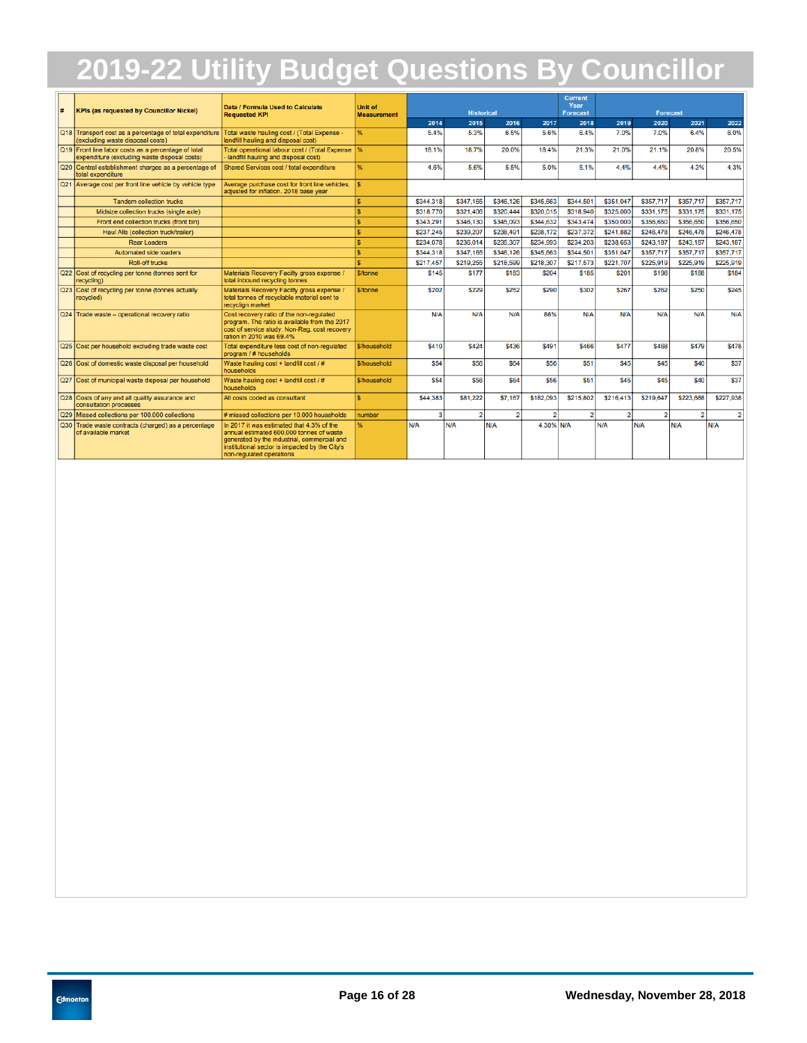# 2019-22 Utility Budget Questions By Councillor

| # | KPIs (as requested by Councillor Nickel) | Data / Formula Used to Calculate Requested KPI | Unit of Measurement | Historical | | | | Current Year Forecast | Forecast | | | |
|---|---|---|---|---|---|---|---|---|---|---|---|---|
| | | | | 2014 | 2015 | 2016 | 2017 | 2018 | 2019 | 2020 | 2021 | 2022 |
| Q18 | Transport cost as a percentage of total expenditure (excluding waste disposal costs) | Total waste hauling cost / (Total Expense - landfill hauling and disposal cost) | % | 5.4% | 5.3% | 6.5% | 5.6% | 6.4% | 7.0% | 7.0% | 6.4% | 6.0% |
| Q19 | Front line labor costs as a percentage of total expenditure (excluding waste disposal costs) | Total operational labour cost / (Total Expense - landfill hauling and disposal cost) | % | 18.1% | 18.7% | 20.0% | 18.4% | 21.3% | 21.0% | 21.1% | 20.8% | 20.5% |
| Q20 | Central establishment charges as a percentage of total expenditure | Shared Services cost / total expenditure | % | 4.6% | 5.6% | 5.5% | 5.0% | 5.1% | 4.4% | 4.4% | 4.3% | 4.3% |
| Q21 | Average cost per front line vehicle by vehicle type | Average purchase cost for front line vehicles, adjusted for inflation. 2018 base year | $ | | | | | | | | | |
| | Tandem collection trucks | | $ | $344,318 | $347,165 | $346,126 | $345,663 | $344,501 | $351,047 | $357,717 | $357,717 | $357,717 |
| | Midsize collection trucks (single axle) | | $ | $318,770 | $321,406 | $320,444 | $320,015 | $318,940 | $325,000 | $331,175 | $331,175 | $331,175 |
| | Front end collection trucks (front bin) | | $ | $343,291 | $346,130 | $345,093 | $344,632 | $343,474 | $350,000 | $356,650 | $356,650 | $356,650 |
| | Haul Alls (collection truck/trailer) | | $ | $237,245 | $239,207 | $238,491 | $238,172 | $237,372 | $241,882 | $246,478 | $246,478 | $246,478 |
| | Rear Loaders | | $ | $234,078 | $236,014 | $235,307 | $234,993 | $234,203 | $238,653 | $243,187 | $243,187 | $243,187 |
| | Automated side loaders | | $ | $344,318 | $347,165 | $346,126 | $345,663 | $344,501 | $351,047 | $357,717 | $357,717 | $357,717 |
| | Roll-off trucks | | $ | $217,457 | $219,255 | $218,599 | $218,307 | $217,573 | $221,707 | $225,919 | $225,919 | $225,919 |
| Q22 | Cost of recycling per tonne (tonnes sent for recycling) | Materials Recovery Facility gross expense / total inbound recycling tonnes | $/tonne | $145 | $177 | $183 | $204 | $185 | $201 | $198 | $188 | $184 |
| Q23 | Cost of recycling per tonne (tonnes actually recycled) | Materials Recovery Facility gross expense / total tonnes of recyclable material sent to recyclign market | $/tonne | $202 | $229 | $252 | $290 | $302 | $267 | $262 | $250 | $245 |
| Q24 | Trade waste – operational recovery ratio | Cost recovery ratio of the non-regulated program. The ratio is available from the 2017 cost of service study. Non-Reg. cost recovery ration in 2010 was 69.4% | | N/A | N/A | N/A | 86% | N/A | N/A | N/A | N/A | N/A |
| Q25 | Cost per household excluding trade waste cost | Total expenditure less cost of non-regulated program / # households | $/household | $410 | $424 | $436 | $491 | $466 | $477 | $468 | $479 | $478 |
| Q26 | Cost of domestic waste disposal per household | Waste hauling cost + landfill cost / # households | $/household | $54 | $56 | $64 | $56 | $51 | $45 | $45 | $40 | $37 |
| Q27 | Cost of municipal waste disposal per household | Waste hauling cost + landfill cost / # households | $/household | $54 | $56 | $64 | $56 | $51 | $45 | $45 | $40 | $37 |
| Q28 | Costs of any and all quality assurance and consultation processes | All costs coded as consultant | $ | $44,383 | $81,222 | $7,167 | $182,093 | $215,802 | $216,413 | $219,647 | $223,688 | $227,938 |
| Q29 | Missed collections per 100,000 collections | # missed collections per 10,000 households | number | 3 | 2 | 2 | 2 | 2 | 2 | 2 | 2 | 2 |
| Q30 | Trade waste contracts (charged) as a percentage of available market | In 2017 it was estimated that 4.3% of the annual estimated 600,000 tonnes of waste generated by the industrial, commercial and institutional sector is impacted by the City's non-regulated operations | % | N/A | N/A | N/A | 4.30% | N/A | N/A | N/A | N/A | N/A |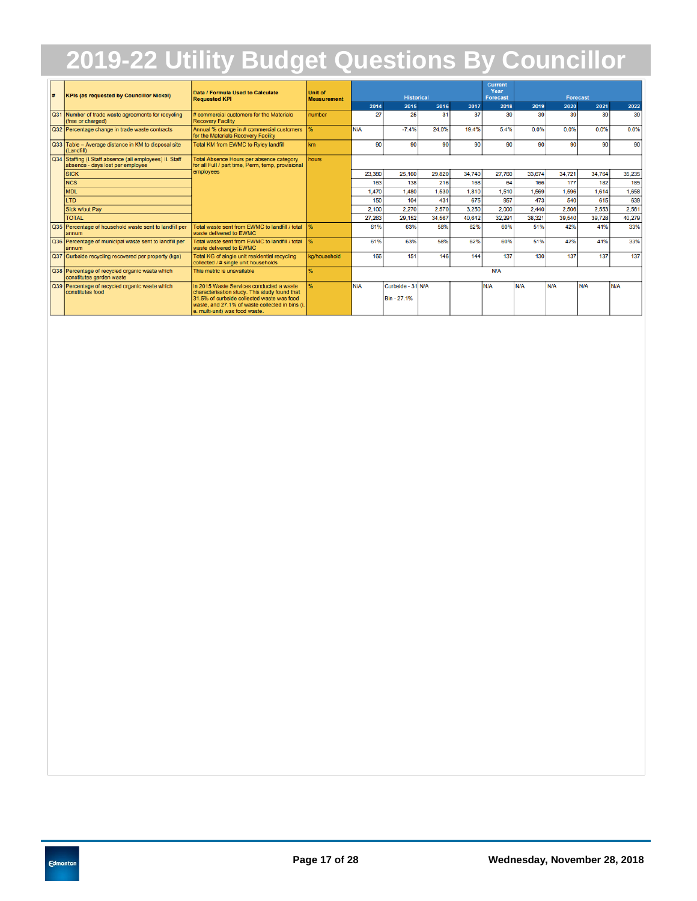# 2019-22 Utility Budget Questions By Councillor

| # | KPIs (as requested by Councillor Nickel) | Data / Formula Used to Calculate Requested KPI | Unit of Measurement | Historical | | | | Current Year Forecast | Forecast | | | |
|---|---|---|---|---|---|---|---|---|---|---|---|---|
| | | | | 2014 | 2015 | 2016 | 2017 | 2018 | 2019 | 2020 | 2021 | 2022 |
| Q31 | Number of trade waste agreements for recycling (free or charged) | # commercial customers for the Materials Recovery Facility | number | 27 | 25 | 31 | 37 | 39 | 39 | 39 | 39 | 39 |
| Q32 | Percentage change in trade waste contracts | Annual % change in # commercial customers for the Materials Recovery Facility | % | N/A | -7.4% | 24.0% | 19.4% | 5.4% | 0.0% | 0.0% | 0.0% | 0.0% |
| Q33 | Table – Average distance in KM to disposal site (Landfill) | Total KM from EWMC to Ryley landfill | km | 90 | 90 | 90 | 90 | 90 | 90 | 90 | 90 | 90 |
| Q34 | Staffing (I.Staff absence (all employees) II. Staff absence - days lost per employee | Total Absence Hours per absence category for all Full / part time, Perm, temp, provisional employees | hours | | | | | | | | | |
| | SICK | | | 23,380 | 25,160 | 29,820 | 34,740 | 27,760 | 33,674 | 34,721 | 34,764 | 35,235 |
| | NCS | | | 163 | 138 | 216 | 168 | 64 | 166 | 177 | 182 | 185 |
| | MDL | | | 1,470 | 1,480 | 1,530 | 1,810 | 1,510 | 1,569 | 1,596 | 1,614 | 1,658 |
| | LTD | | | 150 | 104 | 431 | 675 | 957 | 473 | 540 | 615 | 639 |
| | Sick w/out Pay | | | 2,100 | 2,270 | 2,570 | 3,250 | 2,000 | 2,440 | 2,506 | 2,553 | 2,561 |
| | TOTAL | | | 27,263 | 29,152 | 34,567 | 40,642 | 32,291 | 38,321 | 39,540 | 39,728 | 40,279 |
| Q35 | Percentage of household waste sent to landfill per annum | Total waste sent from EWMC to landfill / total waste delivered to EWMC | % | 61% | 63% | 58% | 62% | 60% | 51% | 42% | 41% | 33% |
| Q36 | Percentage of municipal waste sent to landfill per annum | Total waste sent from EWMC to landfill / total waste delivered to EWMC | % | 61% | 63% | 58% | 62% | 60% | 51% | 42% | 41% | 33% |
| Q37 | Curbside recycling recovered per property (kgs) | Total KG of single unit residential recycling collected / # single unit households | kg/household | 166 | 151 | 146 | 144 | 137 | 130 | 137 | 137 | 137 |
| Q38 | Percentage of recycled organic waste which constitutes garden waste | This metric is unavailable | % | | | | | N/A | | | | |
| Q39 | Percentage of recycled organic waste which constitutes food | In 2015 Waste Services conducted a waste characterisation study. This study found that 31.5% of curbside collected waste was food waste, and 27.1% of waste collected in bins (i. e. multi-unit) was food waste. | % | N/A | Curbside - 31 Bin - 27.1% | N/A | | N/A | N/A | N/A | N/A | N/A |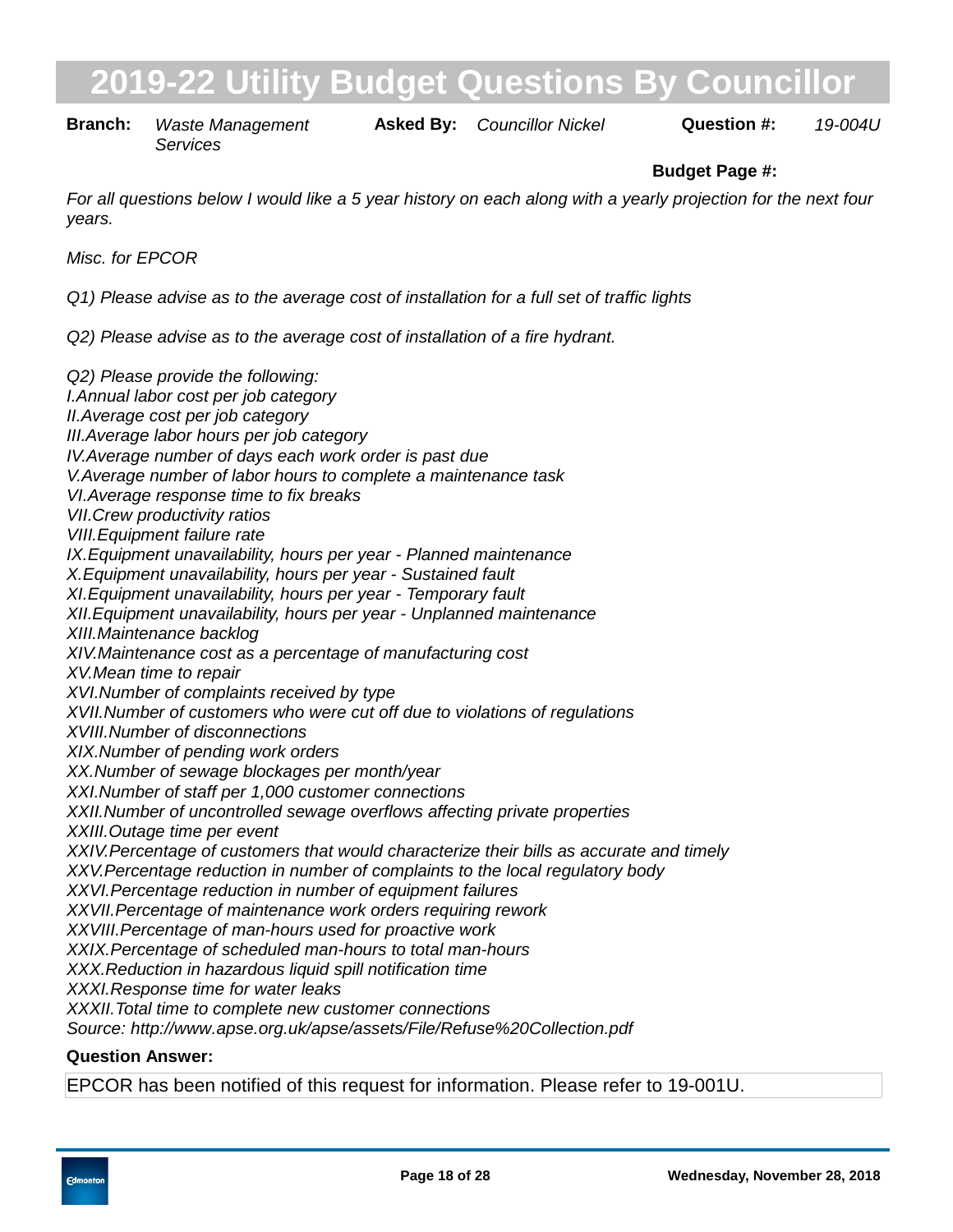# 2019-22 Utility Budget Questions By Councillor

**Branch:** *Waste Management Services* **Asked By:** *Councillor Nickel* **Question #:** *19-004U*

**Budget Page #:**

*For all questions below I would like a 5 year history on each along with a yearly projection for the next four years.*

*Misc. for EPCOR*

*Q1) Please advise as to the average cost of installation for a full set of traffic lights*

*Q2) Please advise as to the average cost of installation of a fire hydrant.*

*Q2) Please provide the following:*
*I.Annual labor cost per job category*
*II.Average cost per job category*
*III.Average labor hours per job category*
*IV.Average number of days each work order is past due*
*V.Average number of labor hours to complete a maintenance task*
*VI.Average response time to fix breaks*
*VII.Crew productivity ratios*
*VIII.Equipment failure rate*
*IX.Equipment unavailability, hours per year - Planned maintenance*
*X.Equipment unavailability, hours per year - Sustained fault*
*XI.Equipment unavailability, hours per year - Temporary fault*
*XII.Equipment unavailability, hours per year - Unplanned maintenance*
*XIII.Maintenance backlog*
*XIV.Maintenance cost as a percentage of manufacturing cost*
*XV.Mean time to repair*
*XVI.Number of complaints received by type*
*XVII.Number of customers who were cut off due to violations of regulations*
*XVIII.Number of disconnections*
*XIX.Number of pending work orders*
*XX.Number of sewage blockages per month/year*
*XXI.Number of staff per 1,000 customer connections*
*XXII.Number of uncontrolled sewage overflows affecting private properties*
*XXIII.Outage time per event*
*XXIV.Percentage of customers that would characterize their bills as accurate and timely*
*XXV.Percentage reduction in number of complaints to the local regulatory body*
*XXVI.Percentage reduction in number of equipment failures*
*XXVII.Percentage of maintenance work orders requiring rework*
*XXVIII.Percentage of man-hours used for proactive work*
*XXIX.Percentage of scheduled man-hours to total man-hours*
*XXX.Reduction in hazardous liquid spill notification time*
*XXXI.Response time for water leaks*
*XXXII.Total time to complete new customer connections*
*Source: http://www.apse.org.uk/apse/assets/File/Refuse%20Collection.pdf*

**Question Answer:**

EPCOR has been notified of this request for information. Please refer to 19-001U.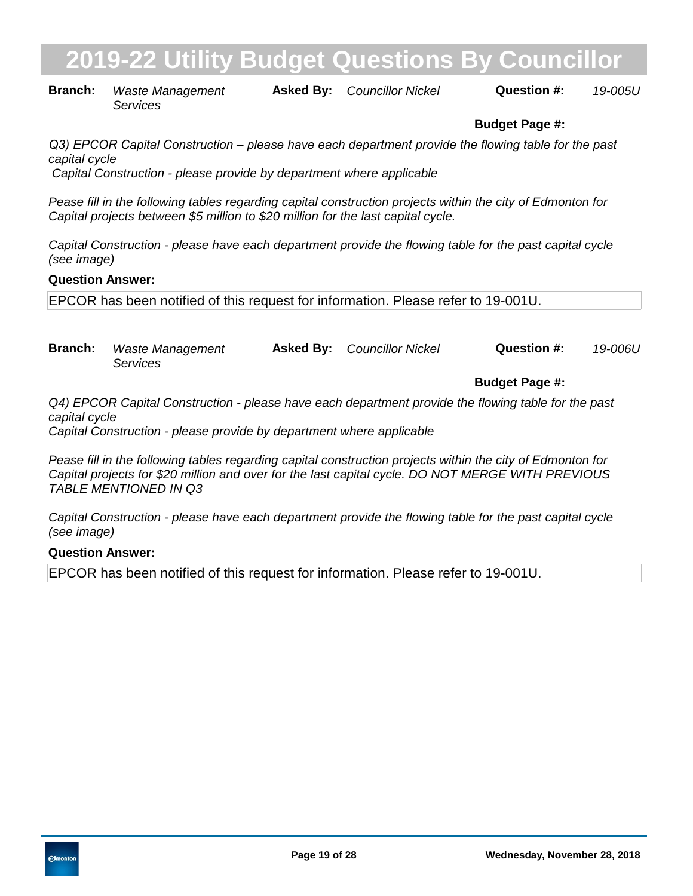# 2019-22 Utility Budget Questions By Councillor

**Branch:** *Waste Management Services* **Asked By:** *Councillor Nickel* **Question #:** *19-005U*

**Budget Page #:**

*Q3) EPCOR Capital Construction – please have each department provide the flowing table for the past capital cycle*
*Capital Construction - please provide by department where applicable*

*Pease fill in the following tables regarding capital construction projects within the city of Edmonton for Capital projects between $5 million to $20 million for the last capital cycle.*

*Capital Construction - please have each department provide the flowing table for the past capital cycle (see image)*

**Question Answer:**

EPCOR has been notified of this request for information. Please refer to 19-001U.

**Branch:** *Waste Management Services* **Asked By:** *Councillor Nickel* **Question #:** *19-006U*

**Budget Page #:**

*Q4) EPCOR Capital Construction - please have each department provide the flowing table for the past capital cycle*
*Capital Construction - please provide by department where applicable*

*Pease fill in the following tables regarding capital construction projects within the city of Edmonton for Capital projects for $20 million and over for the last capital cycle. DO NOT MERGE WITH PREVIOUS TABLE MENTIONED IN Q3*

*Capital Construction - please have each department provide the flowing table for the past capital cycle (see image)*

**Question Answer:**

EPCOR has been notified of this request for information. Please refer to 19-001U.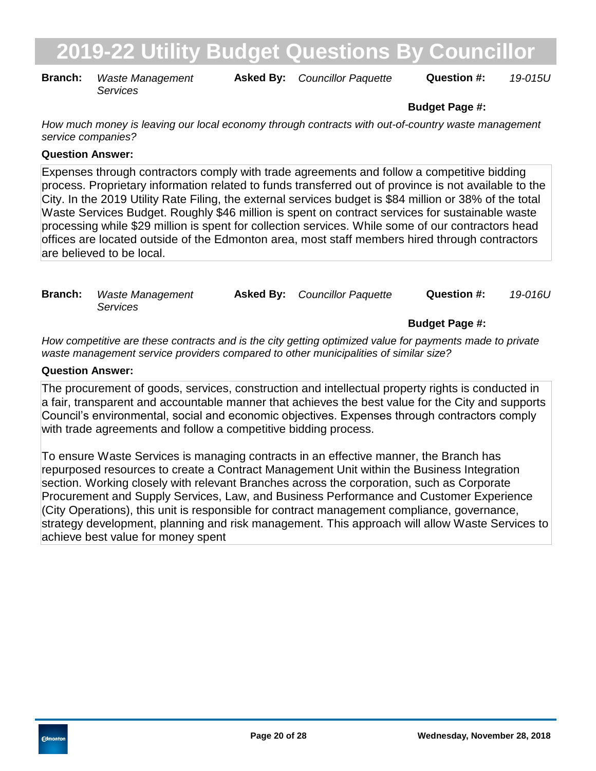# 2019-22 Utility Budget Questions By Councillor

**Branch:** *Waste Management Services* **Asked By:** *Councillor Paquette* **Question #:** *19-015U*

**Budget Page #:**

*How much money is leaving our local economy through contracts with out-of-country waste management service companies?*

**Question Answer:**

Expenses through contractors comply with trade agreements and follow a competitive bidding process. Proprietary information related to funds transferred out of province is not available to the City. In the 2019 Utility Rate Filing, the external services budget is $84 million or 38% of the total Waste Services Budget. Roughly $46 million is spent on contract services for sustainable waste processing while $29 million is spent for collection services. While some of our contractors head offices are located outside of the Edmonton area, most staff members hired through contractors are believed to be local.

**Branch:** *Waste Management Services* **Asked By:** *Councillor Paquette* **Question #:** *19-016U*

**Budget Page #:**

*How competitive are these contracts and is the city getting optimized value for payments made to private waste management service providers compared to other municipalities of similar size?*

**Question Answer:**

The procurement of goods, services, construction and intellectual property rights is conducted in a fair, transparent and accountable manner that achieves the best value for the City and supports Council's environmental, social and economic objectives. Expenses through contractors comply with trade agreements and follow a competitive bidding process.

To ensure Waste Services is managing contracts in an effective manner, the Branch has repurposed resources to create a Contract Management Unit within the Business Integration section. Working closely with relevant Branches across the corporation, such as Corporate Procurement and Supply Services, Law, and Business Performance and Customer Experience (City Operations), this unit is responsible for contract management compliance, governance, strategy development, planning and risk management. This approach will allow Waste Services to achieve best value for money spent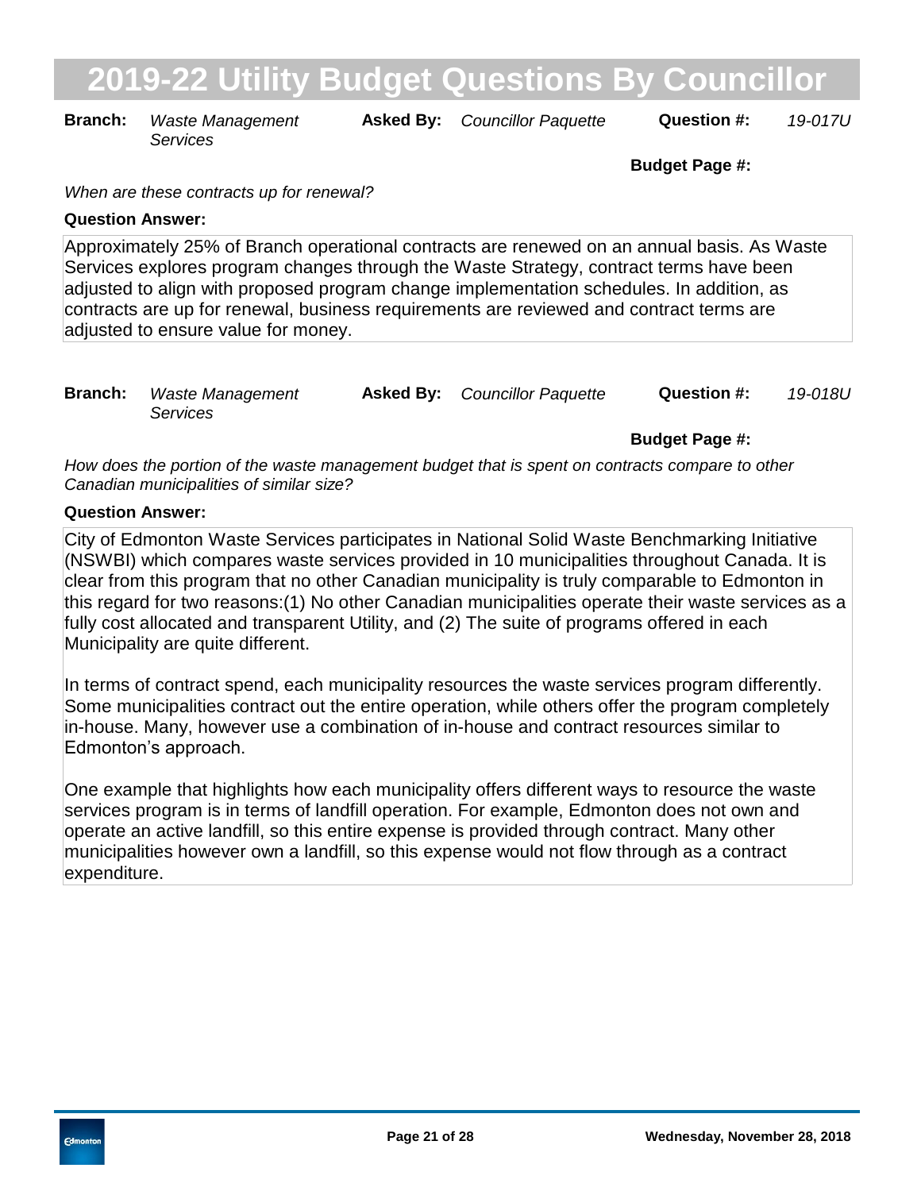# 2019-22 Utility Budget Questions By Councillor

**Branch:** *Waste Management Services* **Asked By:** *Councillor Paquette* **Question #:** *19-017U*

**Budget Page #:**

*When are these contracts up for renewal?*

**Question Answer:**

Approximately 25% of Branch operational contracts are renewed on an annual basis. As Waste Services explores program changes through the Waste Strategy, contract terms have been adjusted to align with proposed program change implementation schedules. In addition, as contracts are up for renewal, business requirements are reviewed and contract terms are adjusted to ensure value for money.

**Branch:** *Waste Management Services* **Asked By:** *Councillor Paquette* **Question #:** *19-018U*

**Budget Page #:**

*How does the portion of the waste management budget that is spent on contracts compare to other Canadian municipalities of similar size?*

**Question Answer:**

City of Edmonton Waste Services participates in National Solid Waste Benchmarking Initiative (NSWBI) which compares waste services provided in 10 municipalities throughout Canada. It is clear from this program that no other Canadian municipality is truly comparable to Edmonton in this regard for two reasons:(1) No other Canadian municipalities operate their waste services as a fully cost allocated and transparent Utility, and (2) The suite of programs offered in each Municipality are quite different.

In terms of contract spend, each municipality resources the waste services program differently. Some municipalities contract out the entire operation, while others offer the program completely in-house. Many, however use a combination of in-house and contract resources similar to Edmonton's approach.

One example that highlights how each municipality offers different ways to resource the waste services program is in terms of landfill operation. For example, Edmonton does not own and operate an active landfill, so this entire expense is provided through contract. Many other municipalities however own a landfill, so this expense would not flow through as a contract expenditure.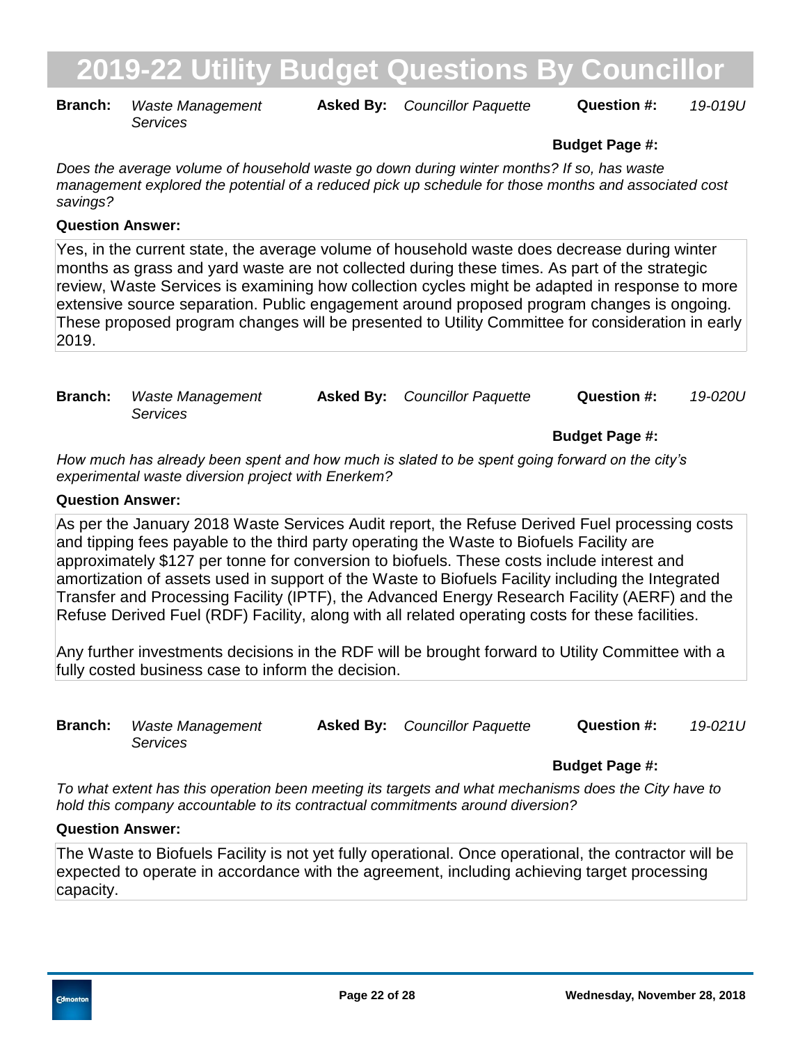# 2019-22 Utility Budget Questions By Councillor

**Branch:** *Waste Management Services* **Asked By:** *Councillor Paquette* **Question #:** *19-019U*

**Budget Page #:**

*Does the average volume of household waste go down during winter months? If so, has waste management explored the potential of a reduced pick up schedule for those months and associated cost savings?*

**Question Answer:**

Yes, in the current state, the average volume of household waste does decrease during winter months as grass and yard waste are not collected during these times. As part of the strategic review, Waste Services is examining how collection cycles might be adapted in response to more extensive source separation. Public engagement around proposed program changes is ongoing. These proposed program changes will be presented to Utility Committee for consideration in early 2019.

**Branch:** *Waste Management Services* **Asked By:** *Councillor Paquette* **Question #:** *19-020U*

**Budget Page #:**

*How much has already been spent and how much is slated to be spent going forward on the city's experimental waste diversion project with Enerkem?*

**Question Answer:**

As per the January 2018 Waste Services Audit report, the Refuse Derived Fuel processing costs and tipping fees payable to the third party operating the Waste to Biofuels Facility are approximately $127 per tonne for conversion to biofuels. These costs include interest and amortization of assets used in support of the Waste to Biofuels Facility including the Integrated Transfer and Processing Facility (IPTF), the Advanced Energy Research Facility (AERF) and the Refuse Derived Fuel (RDF) Facility, along with all related operating costs for these facilities.

Any further investments decisions in the RDF will be brought forward to Utility Committee with a fully costed business case to inform the decision.

**Branch:** *Waste Management Services* **Asked By:** *Councillor Paquette* **Question #:** *19-021U*

**Budget Page #:**

*To what extent has this operation been meeting its targets and what mechanisms does the City have to hold this company accountable to its contractual commitments around diversion?*

**Question Answer:**

The Waste to Biofuels Facility is not yet fully operational. Once operational, the contractor will be expected to operate in accordance with the agreement, including achieving target processing capacity.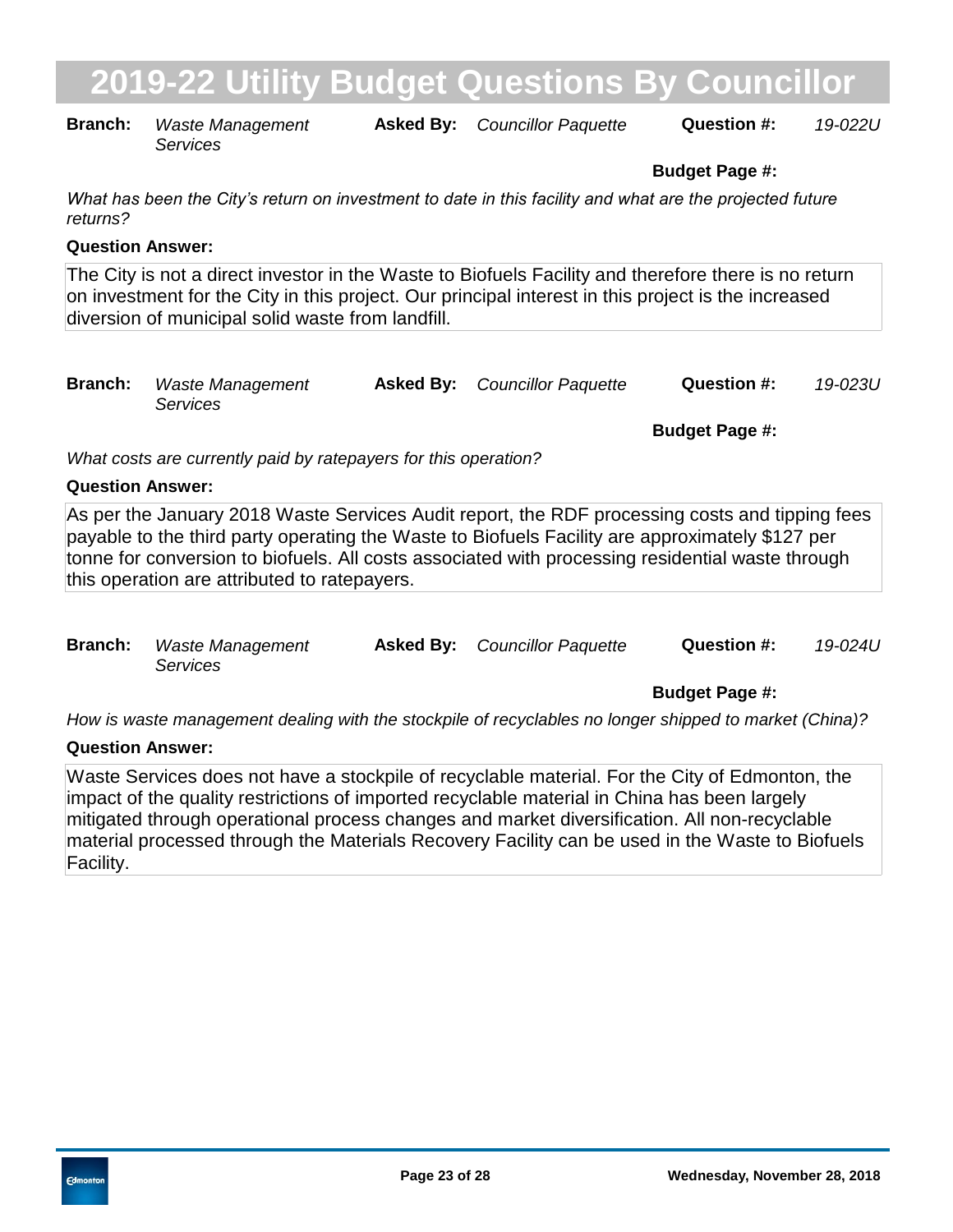# 2019-22 Utility Budget Questions By Councillor

**Branch:** *Waste Management Services* **Asked By:** *Councillor Paquette* **Question #:** *19-022U*

**Budget Page #:**

*What has been the City's return on investment to date in this facility and what are the projected future returns?*

**Question Answer:**

The City is not a direct investor in the Waste to Biofuels Facility and therefore there is no return on investment for the City in this project. Our principal interest in this project is the increased diversion of municipal solid waste from landfill.

---

**Branch:** *Waste Management Services* **Asked By:** *Councillor Paquette* **Question #:** *19-023U*

**Budget Page #:**

*What costs are currently paid by ratepayers for this operation?*

**Question Answer:**

As per the January 2018 Waste Services Audit report, the RDF processing costs and tipping fees payable to the third party operating the Waste to Biofuels Facility are approximately $127 per tonne for conversion to biofuels. All costs associated with processing residential waste through this operation are attributed to ratepayers.

---

**Branch:** *Waste Management Services* **Asked By:** *Councillor Paquette* **Question #:** *19-024U*

**Budget Page #:**

*How is waste management dealing with the stockpile of recyclables no longer shipped to market (China)?*

**Question Answer:**

Waste Services does not have a stockpile of recyclable material. For the City of Edmonton, the impact of the quality restrictions of imported recyclable material in China has been largely mitigated through operational process changes and market diversification. All non-recyclable material processed through the Materials Recovery Facility can be used in the Waste to Biofuels Facility.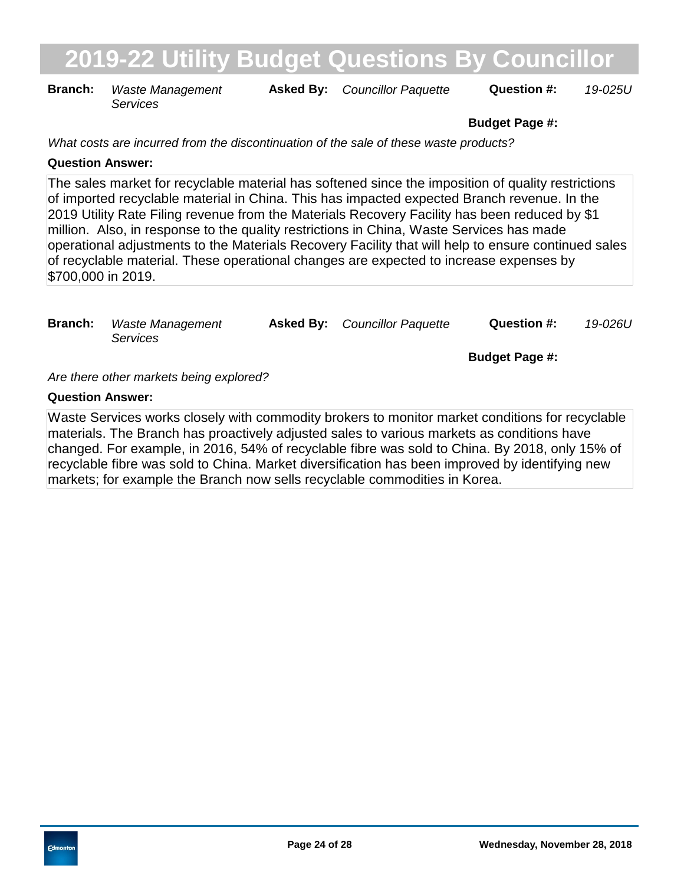# 2019-22 Utility Budget Questions By Councillor

**Branch:** *Waste Management Services* **Asked By:** *Councillor Paquette* **Question #:** *19-025U*

**Budget Page #:**

*What costs are incurred from the discontinuation of the sale of these waste products?*

**Question Answer:**

The sales market for recyclable material has softened since the imposition of quality restrictions of imported recyclable material in China. This has impacted expected Branch revenue. In the 2019 Utility Rate Filing revenue from the Materials Recovery Facility has been reduced by $1 million. Also, in response to the quality restrictions in China, Waste Services has made operational adjustments to the Materials Recovery Facility that will help to ensure continued sales of recyclable material. These operational changes are expected to increase expenses by $700,000 in 2019.

**Branch:** *Waste Management Services* **Asked By:** *Councillor Paquette* **Question #:** *19-026U*

**Budget Page #:**

*Are there other markets being explored?*

**Question Answer:**

Waste Services works closely with commodity brokers to monitor market conditions for recyclable materials. The Branch has proactively adjusted sales to various markets as conditions have changed. For example, in 2016, 54% of recyclable fibre was sold to China. By 2018, only 15% of recyclable fibre was sold to China. Market diversification has been improved by identifying new markets; for example the Branch now sells recyclable commodities in Korea.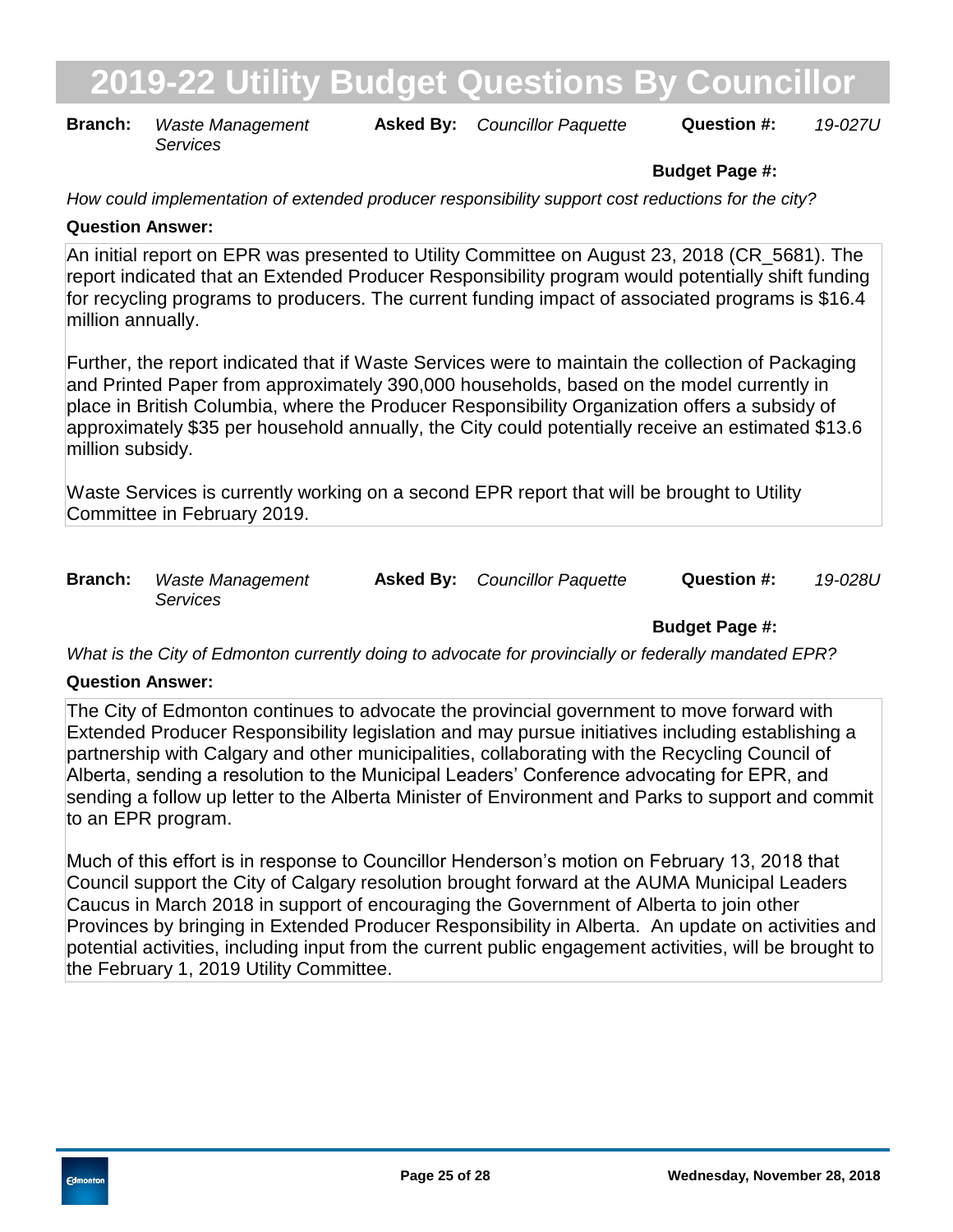# 2019-22 Utility Budget Questions By Councillor

**Branch:** *Waste Management Services* **Asked By:** *Councillor Paquette* **Question #:** *19-027U*

**Budget Page #:**

*How could implementation of extended producer responsibility support cost reductions for the city?*

**Question Answer:**

An initial report on EPR was presented to Utility Committee on August 23, 2018 (CR_5681). The report indicated that an Extended Producer Responsibility program would potentially shift funding for recycling programs to producers. The current funding impact of associated programs is $16.4 million annually.

Further, the report indicated that if Waste Services were to maintain the collection of Packaging and Printed Paper from approximately 390,000 households, based on the model currently in place in British Columbia, where the Producer Responsibility Organization offers a subsidy of approximately $35 per household annually, the City could potentially receive an estimated $13.6 million subsidy.

Waste Services is currently working on a second EPR report that will be brought to Utility Committee in February 2019.

**Branch:** *Waste Management Services* **Asked By:** *Councillor Paquette* **Question #:** *19-028U*

**Budget Page #:**

*What is the City of Edmonton currently doing to advocate for provincially or federally mandated EPR?*

**Question Answer:**

The City of Edmonton continues to advocate the provincial government to move forward with Extended Producer Responsibility legislation and may pursue initiatives including establishing a partnership with Calgary and other municipalities, collaborating with the Recycling Council of Alberta, sending a resolution to the Municipal Leaders' Conference advocating for EPR, and sending a follow up letter to the Alberta Minister of Environment and Parks to support and commit to an EPR program.

Much of this effort is in response to Councillor Henderson's motion on February 13, 2018 that Council support the City of Calgary resolution brought forward at the AUMA Municipal Leaders Caucus in March 2018 in support of encouraging the Government of Alberta to join other Provinces by bringing in Extended Producer Responsibility in Alberta. An update on activities and potential activities, including input from the current public engagement activities, will be brought to the February 1, 2019 Utility Committee.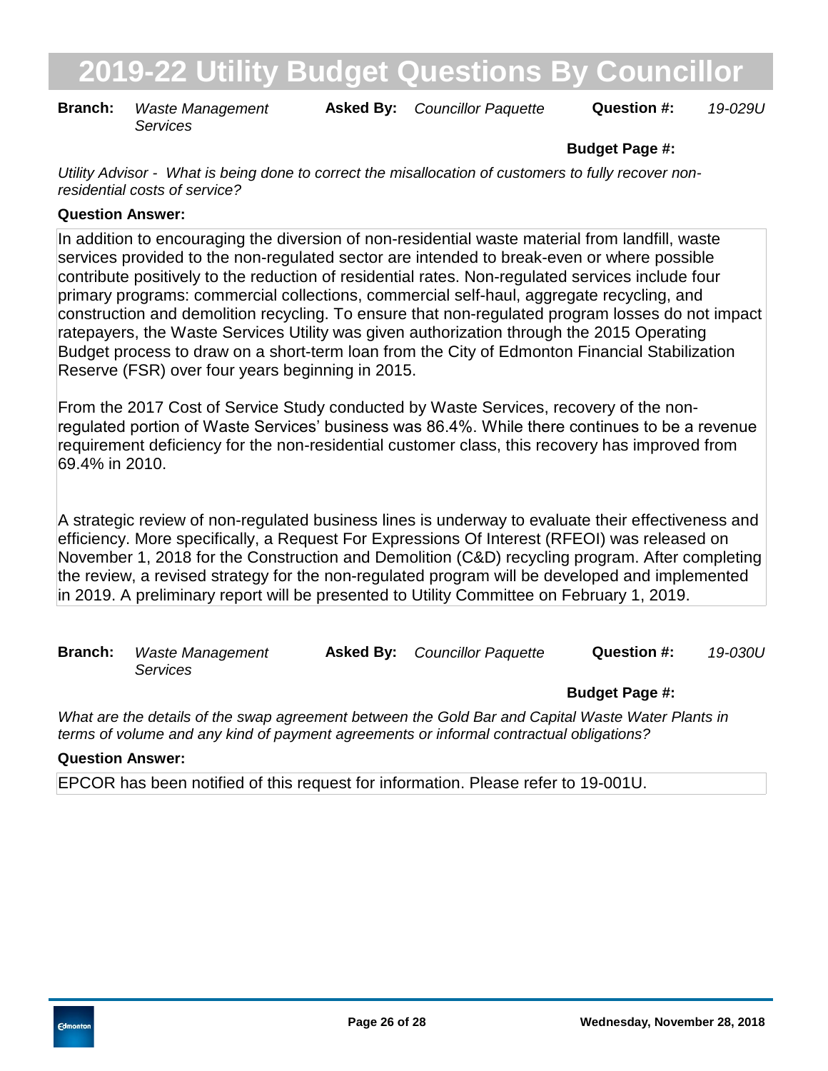# 2019-22 Utility Budget Questions By Councillor

**Branch:** *Waste Management Services* **Asked By:** *Councillor Paquette* **Question #:** *19-029U*

**Budget Page #:**

*Utility Advisor - What is being done to correct the misallocation of customers to fully recover non-residential costs of service?*

**Question Answer:**

In addition to encouraging the diversion of non-residential waste material from landfill, waste services provided to the non-regulated sector are intended to break-even or where possible contribute positively to the reduction of residential rates. Non-regulated services include four primary programs: commercial collections, commercial self-haul, aggregate recycling, and construction and demolition recycling. To ensure that non-regulated program losses do not impact ratepayers, the Waste Services Utility was given authorization through the 2015 Operating Budget process to draw on a short-term loan from the City of Edmonton Financial Stabilization Reserve (FSR) over four years beginning in 2015.

From the 2017 Cost of Service Study conducted by Waste Services, recovery of the non-regulated portion of Waste Services' business was 86.4%. While there continues to be a revenue requirement deficiency for the non-residential customer class, this recovery has improved from 69.4% in 2010.

A strategic review of non-regulated business lines is underway to evaluate their effectiveness and efficiency. More specifically, a Request For Expressions Of Interest (RFEOI) was released on November 1, 2018 for the Construction and Demolition (C&D) recycling program. After completing the review, a revised strategy for the non-regulated program will be developed and implemented in 2019. A preliminary report will be presented to Utility Committee on February 1, 2019.

---

**Branch:** *Waste Management Services* **Asked By:** *Councillor Paquette* **Question #:** *19-030U*

**Budget Page #:**

*What are the details of the swap agreement between the Gold Bar and Capital Waste Water Plants in terms of volume and any kind of payment agreements or informal contractual obligations?*

**Question Answer:**

EPCOR has been notified of this request for information. Please refer to 19-001U.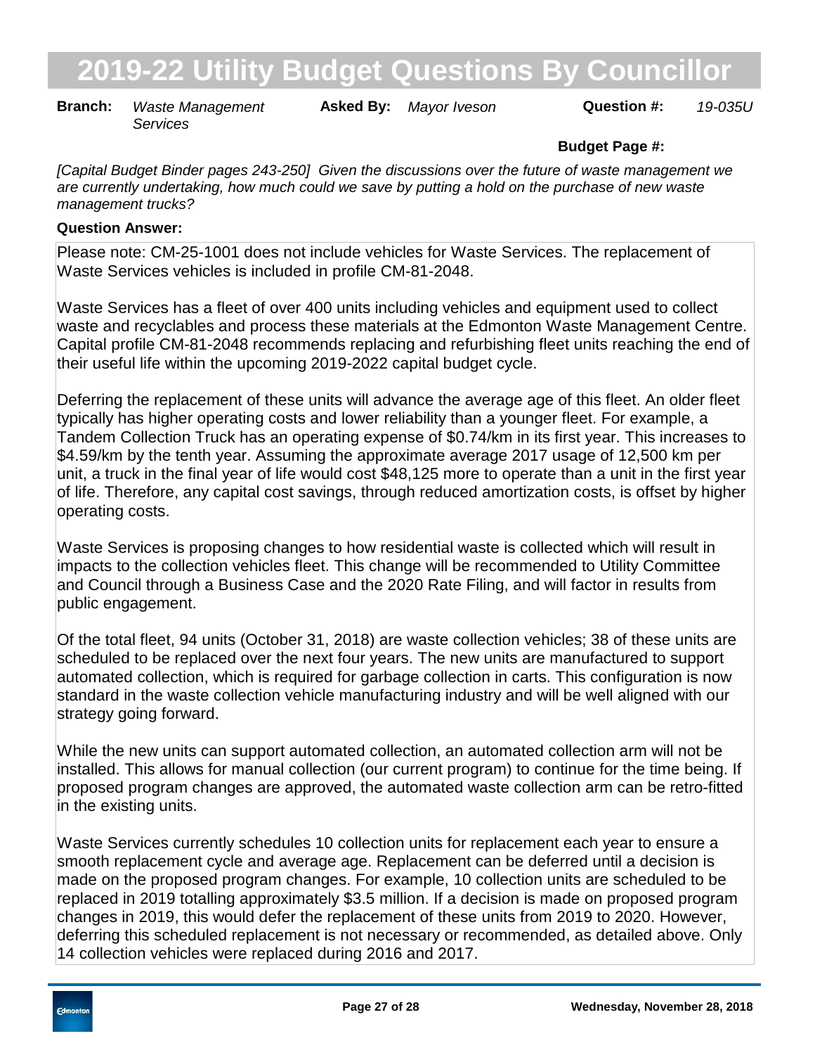# 2019-22 Utility Budget Questions By Councillor

**Branch:** *Waste Management Services* **Asked By:** *Mayor Iveson* **Question #:** *19-035U*

**Budget Page #:**

*[Capital Budget Binder pages 243-250] Given the discussions over the future of waste management we are currently undertaking, how much could we save by putting a hold on the purchase of new waste management trucks?*

**Question Answer:**

Please note: CM-25-1001 does not include vehicles for Waste Services. The replacement of Waste Services vehicles is included in profile CM-81-2048.

Waste Services has a fleet of over 400 units including vehicles and equipment used to collect waste and recyclables and process these materials at the Edmonton Waste Management Centre. Capital profile CM-81-2048 recommends replacing and refurbishing fleet units reaching the end of their useful life within the upcoming 2019-2022 capital budget cycle.

Deferring the replacement of these units will advance the average age of this fleet. An older fleet typically has higher operating costs and lower reliability than a younger fleet. For example, a Tandem Collection Truck has an operating expense of $0.74/km in its first year. This increases to $4.59/km by the tenth year. Assuming the approximate average 2017 usage of 12,500 km per unit, a truck in the final year of life would cost $48,125 more to operate than a unit in the first year of life. Therefore, any capital cost savings, through reduced amortization costs, is offset by higher operating costs.

Waste Services is proposing changes to how residential waste is collected which will result in impacts to the collection vehicles fleet. This change will be recommended to Utility Committee and Council through a Business Case and the 2020 Rate Filing, and will factor in results from public engagement.

Of the total fleet, 94 units (October 31, 2018) are waste collection vehicles; 38 of these units are scheduled to be replaced over the next four years. The new units are manufactured to support automated collection, which is required for garbage collection in carts. This configuration is now standard in the waste collection vehicle manufacturing industry and will be well aligned with our strategy going forward.

While the new units can support automated collection, an automated collection arm will not be installed. This allows for manual collection (our current program) to continue for the time being. If proposed program changes are approved, the automated waste collection arm can be retro-fitted in the existing units.

Waste Services currently schedules 10 collection units for replacement each year to ensure a smooth replacement cycle and average age. Replacement can be deferred until a decision is made on the proposed program changes. For example, 10 collection units are scheduled to be replaced in 2019 totalling approximately $3.5 million. If a decision is made on proposed program changes in 2019, this would defer the replacement of these units from 2019 to 2020. However, deferring this scheduled replacement is not necessary or recommended, as detailed above. Only 14 collection vehicles were replaced during 2016 and 2017.